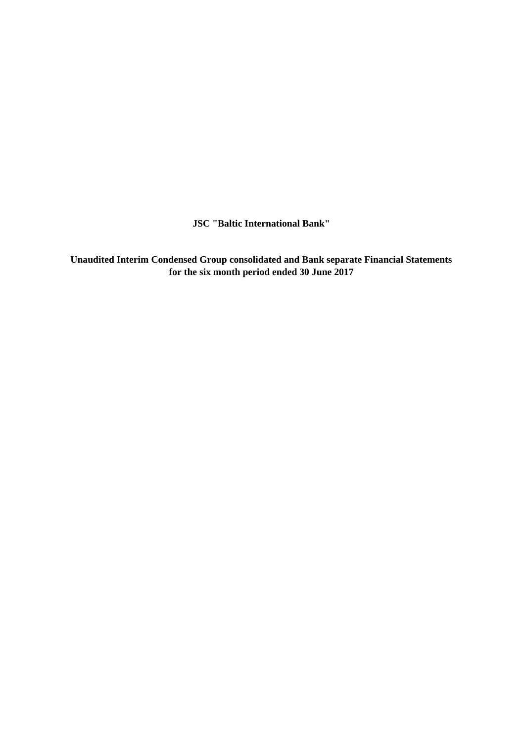**JSC "Baltic International Bank"**

**Unaudited Interim Condensed Group consolidated and Bank separate Financial Statements for the six month period ended 30 June 2017**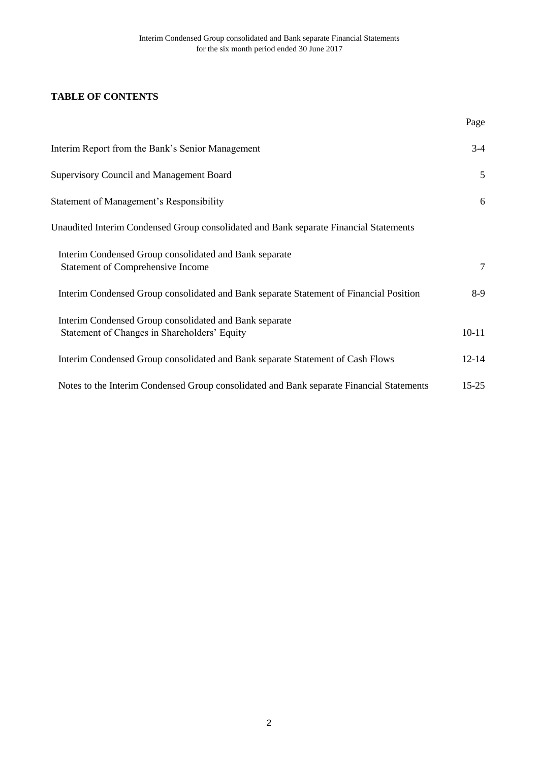## TABLE OF CONTENTS

| | Page |
|---|---|
| Interim Report from the Bank's Senior Management | 3-4 |
| Supervisory Council and Management Board | 5 |
| Statement of Management's Responsibility | 6 |
| Unaudited Interim Condensed Group consolidated and Bank separate Financial Statements | |
| Interim Condensed Group consolidated and Bank separate Statement of Comprehensive Income | 7 |
| Interim Condensed Group consolidated and Bank separate Statement of Financial Position | 8-9 |
| Interim Condensed Group consolidated and Bank separate Statement of Changes in Shareholders' Equity | 10-11 |
| Interim Condensed Group consolidated and Bank separate Statement of Cash Flows | 12-14 |
| Notes to the Interim Condensed Group consolidated and Bank separate Financial Statements | 15-25 |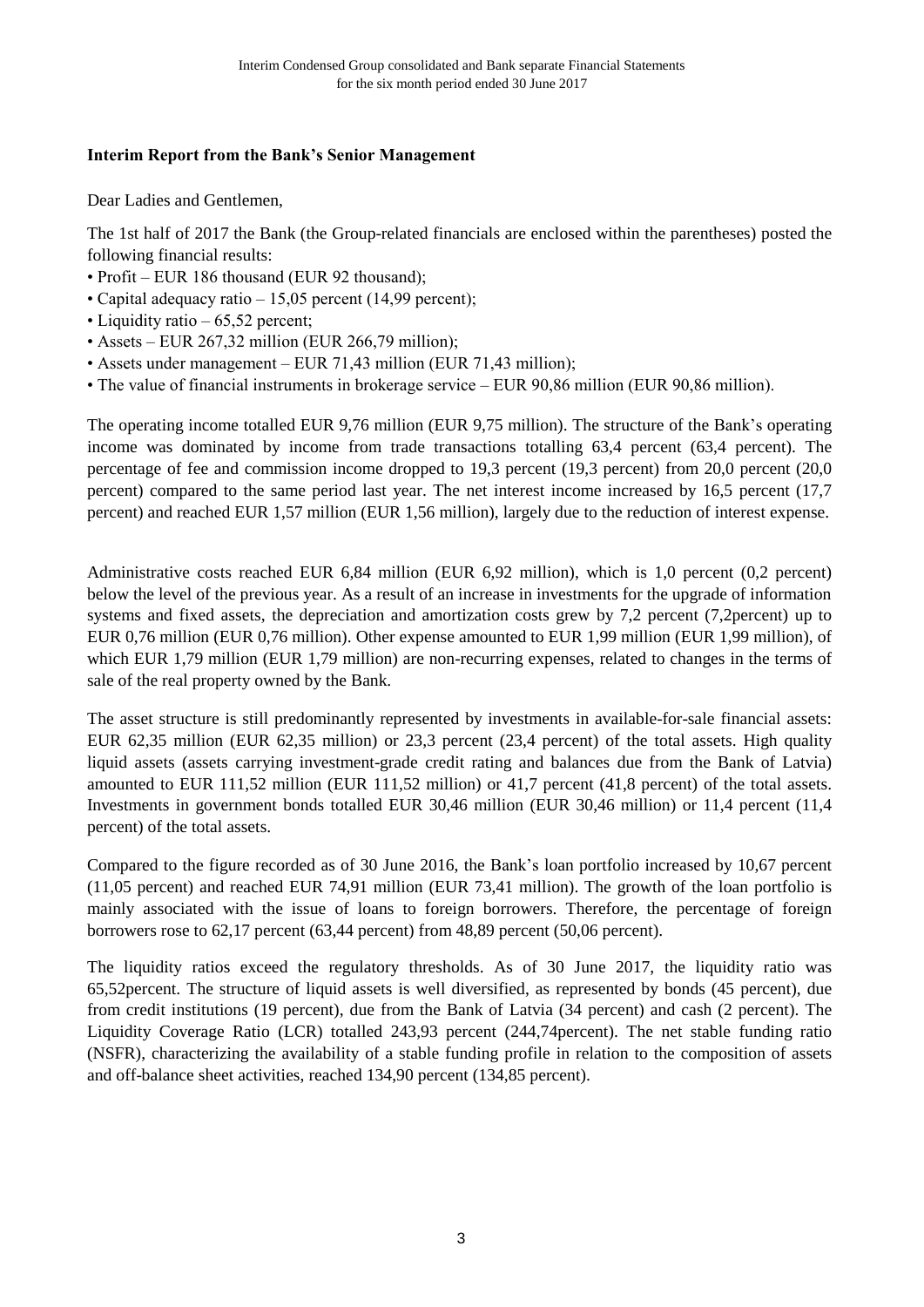**Interim Report from the Bank's Senior Management**

Dear Ladies and Gentlemen,

The 1st half of 2017 the Bank (the Group-related financials are enclosed within the parentheses) posted the following financial results:

- Profit – EUR 186 thousand (EUR 92 thousand);
- Capital adequacy ratio – 15,05 percent (14,99 percent);
- Liquidity ratio – 65,52 percent;
- Assets – EUR 267,32 million (EUR 266,79 million);
- Assets under management – EUR 71,43 million (EUR 71,43 million);
- The value of financial instruments in brokerage service – EUR 90,86 million (EUR 90,86 million).

The operating income totalled EUR 9,76 million (EUR 9,75 million). The structure of the Bank's operating income was dominated by income from trade transactions totalling 63,4 percent (63,4 percent). The percentage of fee and commission income dropped to 19,3 percent (19,3 percent) from 20,0 percent (20,0 percent) compared to the same period last year. The net interest income increased by 16,5 percent (17,7 percent) and reached EUR 1,57 million (EUR 1,56 million), largely due to the reduction of interest expense.

Administrative costs reached EUR 6,84 million (EUR 6,92 million), which is 1,0 percent (0,2 percent) below the level of the previous year. As a result of an increase in investments for the upgrade of information systems and fixed assets, the depreciation and amortization costs grew by 7,2 percent (7,2percent) up to EUR 0,76 million (EUR 0,76 million). Other expense amounted to EUR 1,99 million (EUR 1,99 million), of which EUR 1,79 million (EUR 1,79 million) are non-recurring expenses, related to changes in the terms of sale of the real property owned by the Bank.

The asset structure is still predominantly represented by investments in available-for-sale financial assets: EUR 62,35 million (EUR 62,35 million) or 23,3 percent (23,4 percent) of the total assets. High quality liquid assets (assets carrying investment-grade credit rating and balances due from the Bank of Latvia) amounted to EUR 111,52 million (EUR 111,52 million) or 41,7 percent (41,8 percent) of the total assets. Investments in government bonds totalled EUR 30,46 million (EUR 30,46 million) or 11,4 percent (11,4 percent) of the total assets.

Compared to the figure recorded as of 30 June 2016, the Bank's loan portfolio increased by 10,67 percent (11,05 percent) and reached EUR 74,91 million (EUR 73,41 million). The growth of the loan portfolio is mainly associated with the issue of loans to foreign borrowers. Therefore, the percentage of foreign borrowers rose to 62,17 percent (63,44 percent) from 48,89 percent (50,06 percent).

The liquidity ratios exceed the regulatory thresholds. As of 30 June 2017, the liquidity ratio was 65,52percent. The structure of liquid assets is well diversified, as represented by bonds (45 percent), due from credit institutions (19 percent), due from the Bank of Latvia (34 percent) and cash (2 percent). The Liquidity Coverage Ratio (LCR) totalled 243,93 percent (244,74percent). The net stable funding ratio (NSFR), characterizing the availability of a stable funding profile in relation to the composition of assets and off-balance sheet activities, reached 134,90 percent (134,85 percent).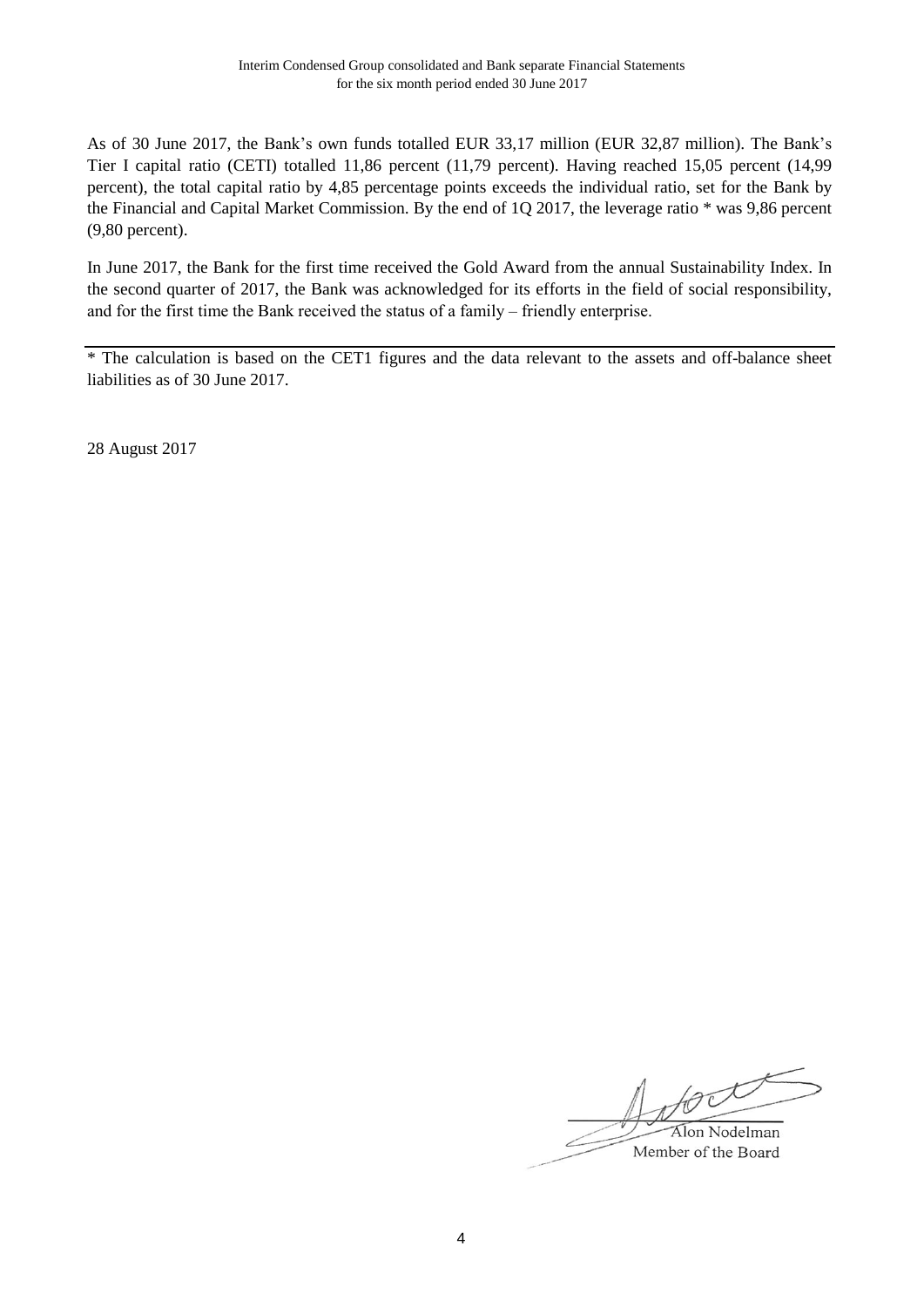As of 30 June 2017, the Bank's own funds totalled EUR 33,17 million (EUR 32,87 million). The Bank's Tier I capital ratio (CETI) totalled 11,86 percent (11,79 percent). Having reached 15,05 percent (14,99 percent), the total capital ratio by 4,85 percentage points exceeds the individual ratio, set for the Bank by the Financial and Capital Market Commission. By the end of 1Q 2017, the leverage ratio * was 9,86 percent (9,80 percent).

In June 2017, the Bank for the first time received the Gold Award from the annual Sustainability Index. In the second quarter of 2017, the Bank was acknowledged for its efforts in the field of social responsibility, and for the first time the Bank received the status of a family – friendly enterprise.

---

* The calculation is based on the CET1 figures and the data relevant to the assets and off-balance sheet liabilities as of 30 June 2017.

28 August 2017

Alon Nodelman
Member of the Board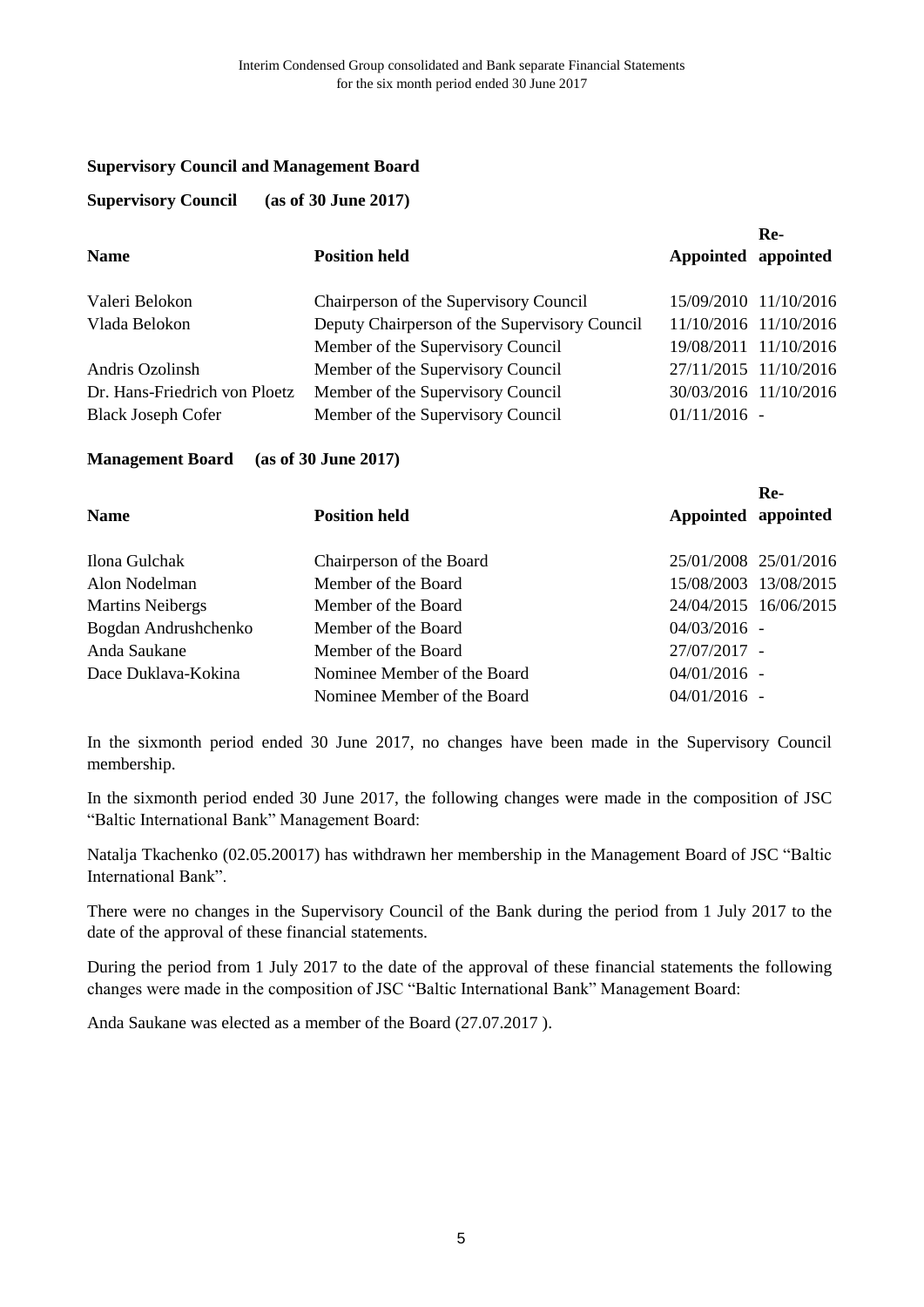## Supervisory Council and Management Board

**Supervisory Council (as of 30 June 2017)**

| Name | Position held | Appointed | Re-appointed |
|---|---|---|---|
| Valeri Belokon | Chairperson of the Supervisory Council | 15/09/2010 | 11/10/2016 |
| Vlada Belokon | Deputy Chairperson of the Supervisory Council | 11/10/2016 | 11/10/2016 |
| | Member of the Supervisory Council | 19/08/2011 | 11/10/2016 |
| Andris Ozolinsh | Member of the Supervisory Council | 27/11/2015 | 11/10/2016 |
| Dr. Hans-Friedrich von Ploetz | Member of the Supervisory Council | 30/03/2016 | 11/10/2016 |
| Black Joseph Cofer | Member of the Supervisory Council | 01/11/2016 | - |

**Management Board (as of 30 June 2017)**

| Name | Position held | Appointed | Re-appointed |
|---|---|---|---|
| Ilona Gulchak | Chairperson of the Board | 25/01/2008 | 25/01/2016 |
| Alon Nodelman | Member of the Board | 15/08/2003 | 13/08/2015 |
| Martins Neibergs | Member of the Board | 24/04/2015 | 16/06/2015 |
| Bogdan Andrushchenko | Member of the Board | 04/03/2016 | - |
| Anda Saukane | Member of the Board | 27/07/2017 | - |
| Dace Duklava-Kokina | Nominee Member of the Board | 04/01/2016 | - |
| | Nominee Member of the Board | 04/01/2016 | - |

In the sixmonth period ended 30 June 2017, no changes have been made in the Supervisory Council membership.

In the sixmonth period ended 30 June 2017, the following changes were made in the composition of JSC "Baltic International Bank" Management Board:

Natalja Tkachenko (02.05.20017) has withdrawn her membership in the Management Board of JSC "Baltic International Bank".

There were no changes in the Supervisory Council of the Bank during the period from 1 July 2017 to the date of the approval of these financial statements.

During the period from 1 July 2017 to the date of the approval of these financial statements the following changes were made in the composition of JSC "Baltic International Bank" Management Board:

Anda Saukane was elected as a member of the Board (27.07.2017 ).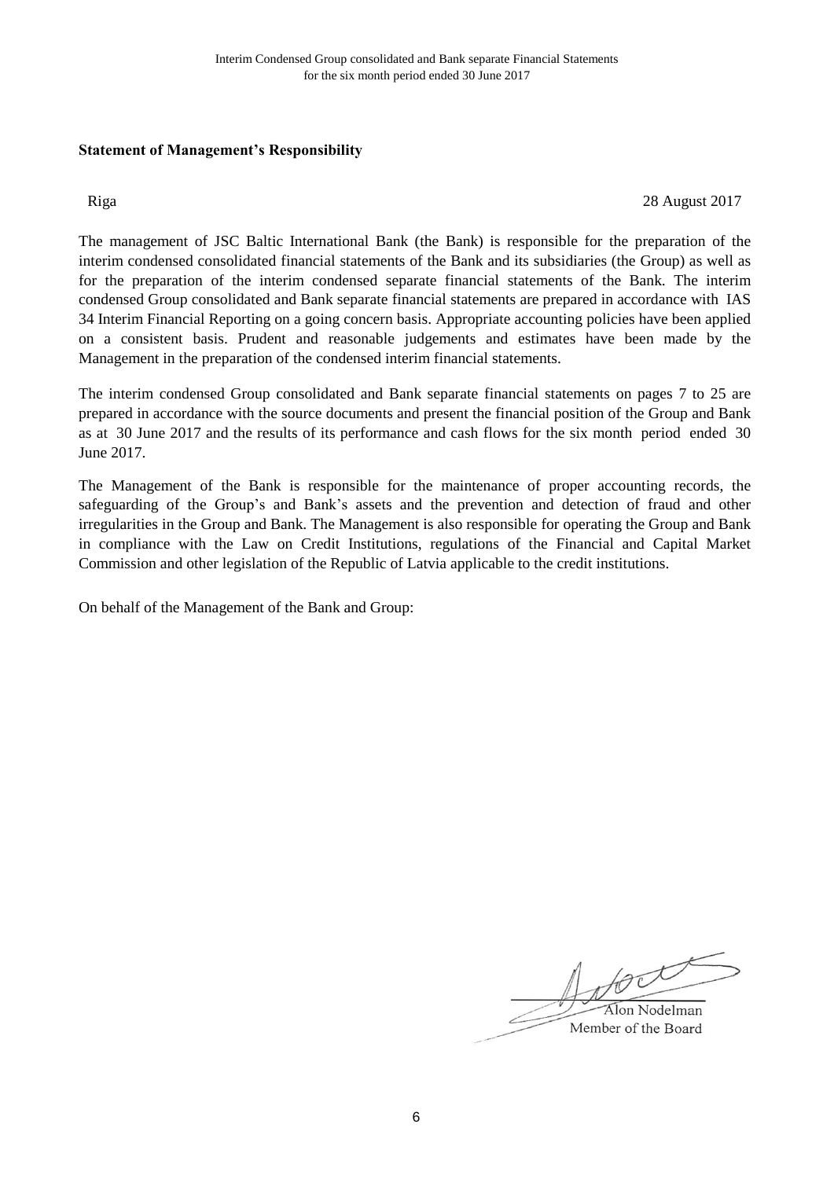**Statement of Management's Responsibility**

Riga 28 August 2017

The management of JSC Baltic International Bank (the Bank) is responsible for the preparation of the interim condensed consolidated financial statements of the Bank and its subsidiaries (the Group) as well as for the preparation of the interim condensed separate financial statements of the Bank. The interim condensed Group consolidated and Bank separate financial statements are prepared in accordance with IAS 34 Interim Financial Reporting on a going concern basis. Appropriate accounting policies have been applied on a consistent basis. Prudent and reasonable judgements and estimates have been made by the Management in the preparation of the condensed interim financial statements.

The interim condensed Group consolidated and Bank separate financial statements on pages 7 to 25 are prepared in accordance with the source documents and present the financial position of the Group and Bank as at 30 June 2017 and the results of its performance and cash flows for the six month period ended 30 June 2017.

The Management of the Bank is responsible for the maintenance of proper accounting records, the safeguarding of the Group's and Bank's assets and the prevention and detection of fraud and other irregularities in the Group and Bank. The Management is also responsible for operating the Group and Bank in compliance with the Law on Credit Institutions, regulations of the Financial and Capital Market Commission and other legislation of the Republic of Latvia applicable to the credit institutions.

On behalf of the Management of the Bank and Group:

Alon Nodelman
Member of the Board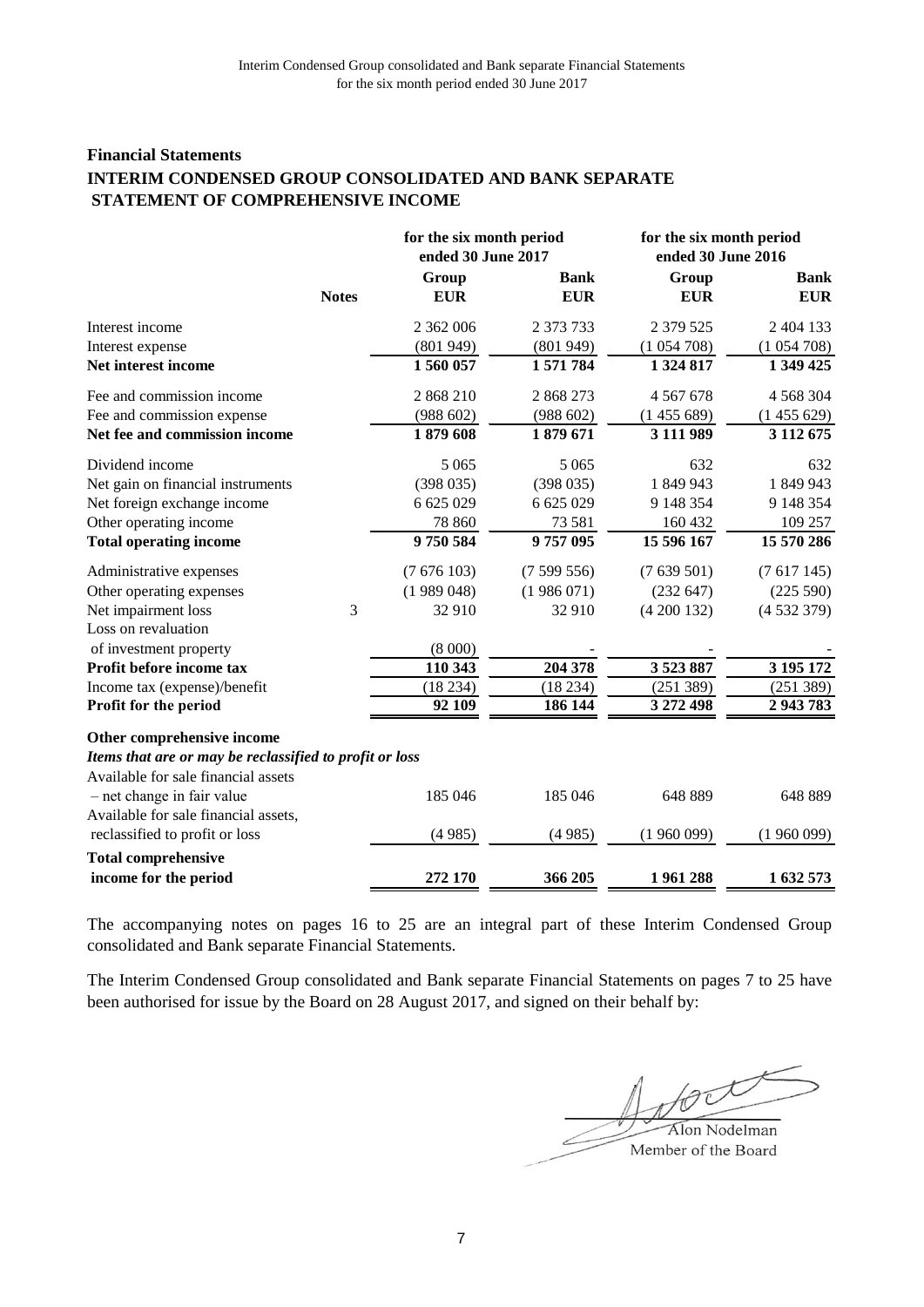## Financial Statements

## INTERIM CONDENSED GROUP CONSOLIDATED AND BANK SEPARATE STATEMENT OF COMPREHENSIVE INCOME

| | | for the six month period ended 30 June 2017 | | for the six month period ended 30 June 2016 | |
|---|---|---|---|---|---|
| | **Notes** | **Group EUR** | **Bank EUR** | **Group EUR** | **Bank EUR** |
| Interest income | | 2 362 006 | 2 373 733 | 2 379 525 | 2 404 133 |
| Interest expense | | (801 949) | (801 949) | (1 054 708) | (1 054 708) |
| **Net interest income** | | **1 560 057** | **1 571 784** | **1 324 817** | **1 349 425** |
| Fee and commission income | | 2 868 210 | 2 868 273 | 4 567 678 | 4 568 304 |
| Fee and commission expense | | (988 602) | (988 602) | (1 455 689) | (1 455 629) |
| **Net fee and commission income** | | **1 879 608** | **1 879 671** | **3 111 989** | **3 112 675** |
| Dividend income | | 5 065 | 5 065 | 632 | 632 |
| Net gain on financial instruments | | (398 035) | (398 035) | 1 849 943 | 1 849 943 |
| Net foreign exchange income | | 6 625 029 | 6 625 029 | 9 148 354 | 9 148 354 |
| Other operating income | | 78 860 | 73 581 | 160 432 | 109 257 |
| **Total operating income** | | **9 750 584** | **9 757 095** | **15 596 167** | **15 570 286** |
| Administrative expenses | | (7 676 103) | (7 599 556) | (7 639 501) | (7 617 145) |
| Other operating expenses | | (1 989 048) | (1 986 071) | (232 647) | (225 590) |
| Net impairment loss | 3 | 32 910 | 32 910 | (4 200 132) | (4 532 379) |
| Loss on revaluation of investment property | | (8 000) | - | - | - |
| **Profit before income tax** | | **110 343** | **204 378** | **3 523 887** | **3 195 172** |
| Income tax (expense)/benefit | | (18 234) | (18 234) | (251 389) | (251 389) |
| **Profit for the period** | | **92 109** | **186 144** | **3 272 498** | **2 943 783** |
| **Other comprehensive income** | | | | | |
| ***Items that are or may be reclassified to profit or loss*** | | | | | |
| Available for sale financial assets – net change in fair value | | 185 046 | 185 046 | 648 889 | 648 889 |
| Available for sale financial assets, reclassified to profit or loss | | (4 985) | (4 985) | (1 960 099) | (1 960 099) |
| **Total comprehensive income for the period** | | **272 170** | **366 205** | **1 961 288** | **1 632 573** |

The accompanying notes on pages 16 to 25 are an integral part of these Interim Condensed Group consolidated and Bank separate Financial Statements.

The Interim Condensed Group consolidated and Bank separate Financial Statements on pages 7 to 25 have been authorised for issue by the Board on 28 August 2017, and signed on their behalf by:

Alon Nodelman
Member of the Board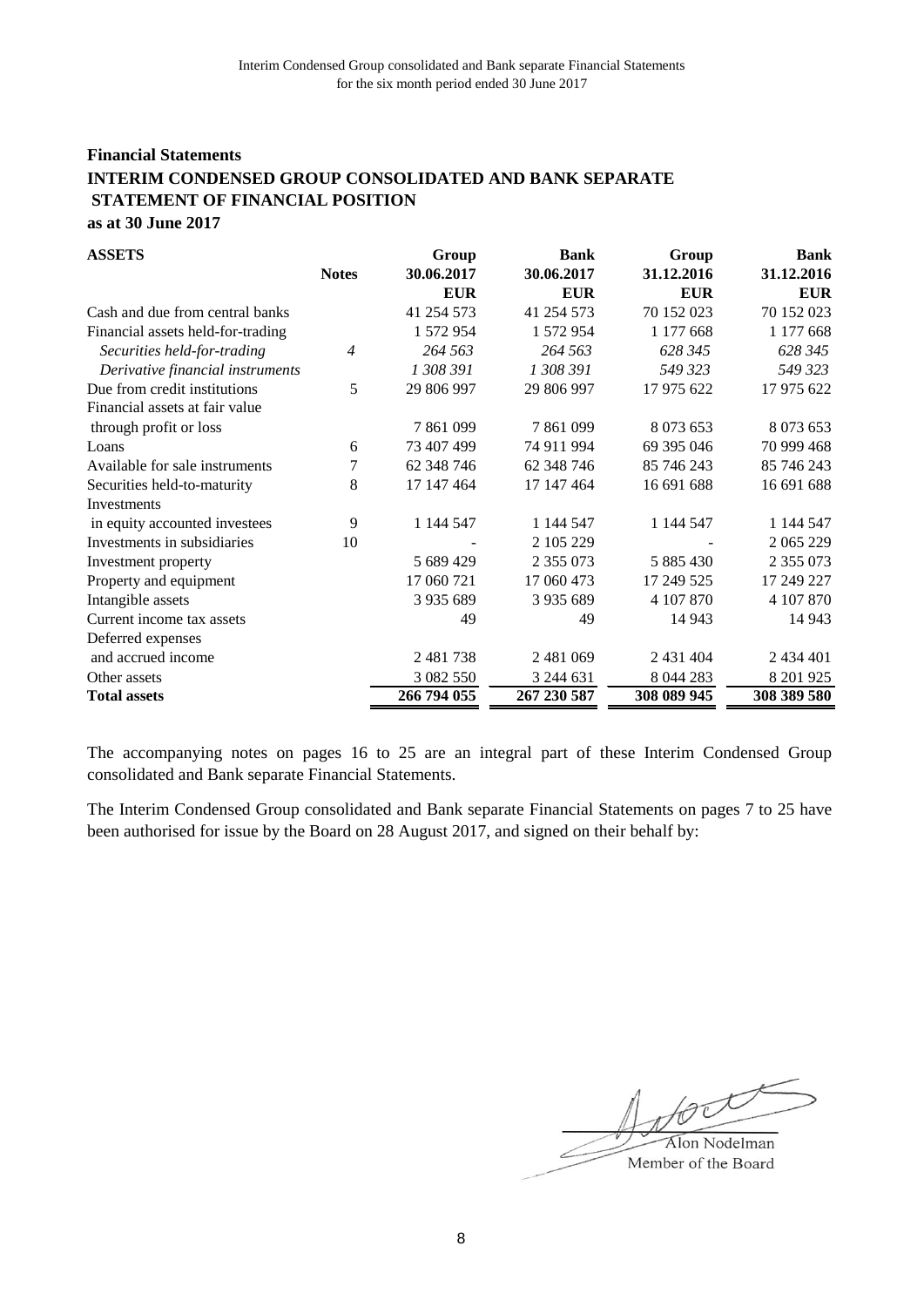## Financial Statements

## INTERIM CONDENSED GROUP CONSOLIDATED AND BANK SEPARATE STATEMENT OF FINANCIAL POSITION

**as at 30 June 2017**

| **ASSETS** | **Notes** | **Group 30.06.2017 EUR** | **Bank 30.06.2017 EUR** | **Group 31.12.2016 EUR** | **Bank 31.12.2016 EUR** |
|---|---|---|---|---|---|
| Cash and due from central banks | | 41 254 573 | 41 254 573 | 70 152 023 | 70 152 023 |
| Financial assets held-for-trading | | 1 572 954 | 1 572 954 | 1 177 668 | 1 177 668 |
| *Securities held-for-trading* | *4* | *264 563* | *264 563* | *628 345* | *628 345* |
| *Derivative financial instruments* | | *1 308 391* | *1 308 391* | *549 323* | *549 323* |
| Due from credit institutions | 5 | 29 806 997 | 29 806 997 | 17 975 622 | 17 975 622 |
| Financial assets at fair value through profit or loss | | 7 861 099 | 7 861 099 | 8 073 653 | 8 073 653 |
| Loans | 6 | 73 407 499 | 74 911 994 | 69 395 046 | 70 999 468 |
| Available for sale instruments | 7 | 62 348 746 | 62 348 746 | 85 746 243 | 85 746 243 |
| Securities held-to-maturity | 8 | 17 147 464 | 17 147 464 | 16 691 688 | 16 691 688 |
| Investments in equity accounted investees | 9 | 1 144 547 | 1 144 547 | 1 144 547 | 1 144 547 |
| Investments in subsidiaries | 10 | - | 2 105 229 | - | 2 065 229 |
| Investment property | | 5 689 429 | 2 355 073 | 5 885 430 | 2 355 073 |
| Property and equipment | | 17 060 721 | 17 060 473 | 17 249 525 | 17 249 227 |
| Intangible assets | | 3 935 689 | 3 935 689 | 4 107 870 | 4 107 870 |
| Current income tax assets | | 49 | 49 | 14 943 | 14 943 |
| Deferred expenses and accrued income | | 2 481 738 | 2 481 069 | 2 431 404 | 2 434 401 |
| Other assets | | 3 082 550 | 3 244 631 | 8 044 283 | 8 201 925 |
| **Total assets** | | **266 794 055** | **267 230 587** | **308 089 945** | **308 389 580** |

The accompanying notes on pages 16 to 25 are an integral part of these Interim Condensed Group consolidated and Bank separate Financial Statements.

The Interim Condensed Group consolidated and Bank separate Financial Statements on pages 7 to 25 have been authorised for issue by the Board on 28 August 2017, and signed on their behalf by:

Alon Nodelman
Member of the Board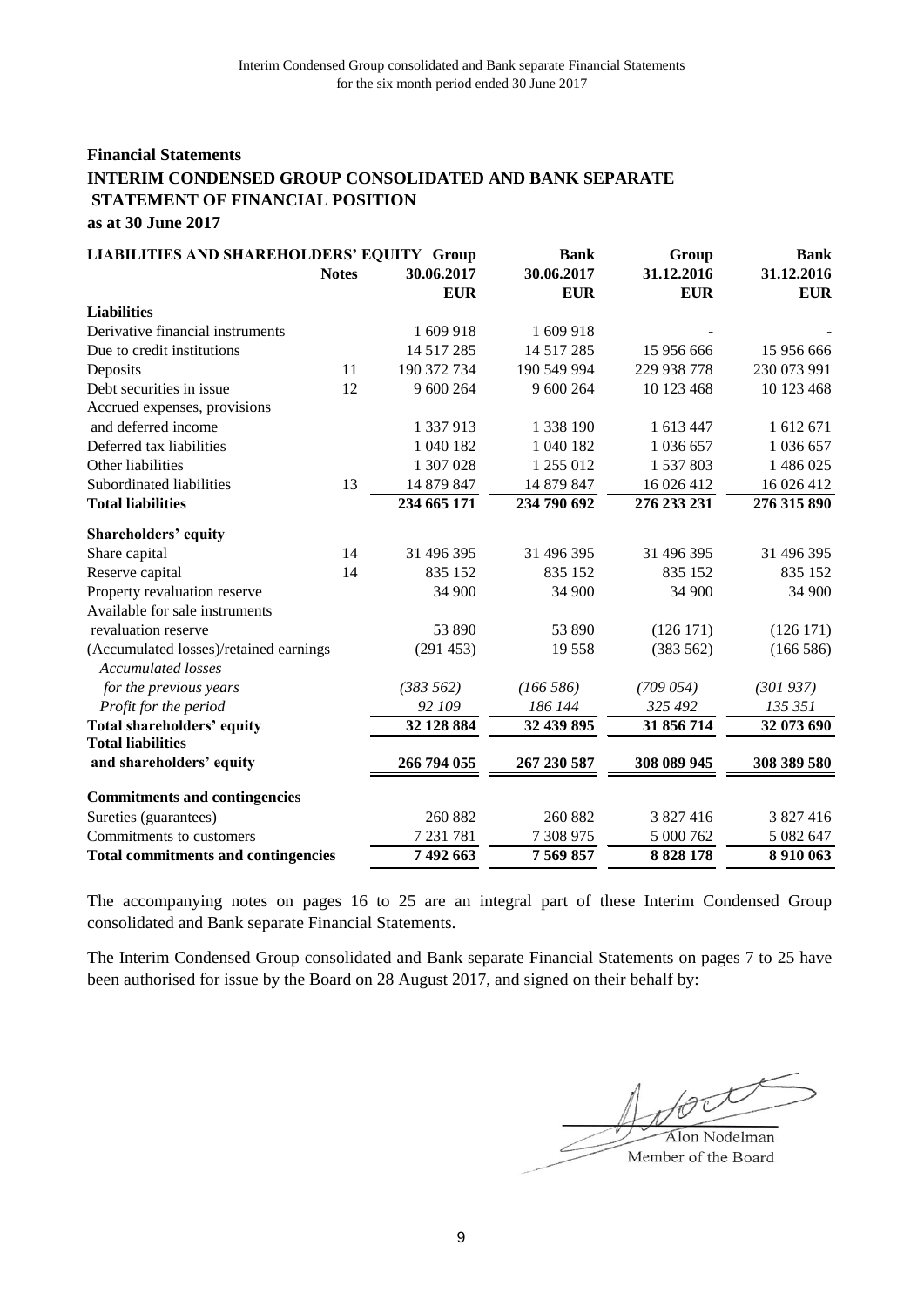## Financial Statements

## INTERIM CONDENSED GROUP CONSOLIDATED AND BANK SEPARATE STATEMENT OF FINANCIAL POSITION

**as at 30 June 2017**

| LIABILITIES AND SHAREHOLDERS' EQUITY | Notes | Group 30.06.2017 EUR | Bank 30.06.2017 EUR | Group 31.12.2016 EUR | Bank 31.12.2016 EUR |
|---|---|---|---|---|---|
| **Liabilities** | | | | | |
| Derivative financial instruments | | 1 609 918 | 1 609 918 | - | - |
| Due to credit institutions | | 14 517 285 | 14 517 285 | 15 956 666 | 15 956 666 |
| Deposits | 11 | 190 372 734 | 190 549 994 | 229 938 778 | 230 073 991 |
| Debt securities in issue | 12 | 9 600 264 | 9 600 264 | 10 123 468 | 10 123 468 |
| Accrued expenses, provisions and deferred income | | 1 337 913 | 1 338 190 | 1 613 447 | 1 612 671 |
| Deferred tax liabilities | | 1 040 182 | 1 040 182 | 1 036 657 | 1 036 657 |
| Other liabilities | | 1 307 028 | 1 255 012 | 1 537 803 | 1 486 025 |
| Subordinated liabilities | 13 | 14 879 847 | 14 879 847 | 16 026 412 | 16 026 412 |
| **Total liabilities** | | **234 665 171** | **234 790 692** | **276 233 231** | **276 315 890** |
| **Shareholders' equity** | | | | | |
| Share capital | 14 | 31 496 395 | 31 496 395 | 31 496 395 | 31 496 395 |
| Reserve capital | 14 | 835 152 | 835 152 | 835 152 | 835 152 |
| Property revaluation reserve | | 34 900 | 34 900 | 34 900 | 34 900 |
| Available for sale instruments revaluation reserve | | 53 890 | 53 890 | (126 171) | (126 171) |
| (Accumulated losses)/retained earnings | | (291 453) | 19 558 | (383 562) | (166 586) |
| *Accumulated losses for the previous years* | | *(383 562)* | *(166 586)* | *(709 054)* | *(301 937)* |
| *Profit for the period* | | *92 109* | *186 144* | *325 492* | *135 351* |
| **Total shareholders' equity** | | **32 128 884** | **32 439 895** | **31 856 714** | **32 073 690** |
| **Total liabilities and shareholders' equity** | | **266 794 055** | **267 230 587** | **308 089 945** | **308 389 580** |
| **Commitments and contingencies** | | | | | |
| Sureties (guarantees) | | 260 882 | 260 882 | 3 827 416 | 3 827 416 |
| Commitments to customers | | 7 231 781 | 7 308 975 | 5 000 762 | 5 082 647 |
| **Total commitments and contingencies** | | **7 492 663** | **7 569 857** | **8 828 178** | **8 910 063** |

The accompanying notes on pages 16 to 25 are an integral part of these Interim Condensed Group consolidated and Bank separate Financial Statements.

The Interim Condensed Group consolidated and Bank separate Financial Statements on pages 7 to 25 have been authorised for issue by the Board on 28 August 2017, and signed on their behalf by:

Alon Nodelman
Member of the Board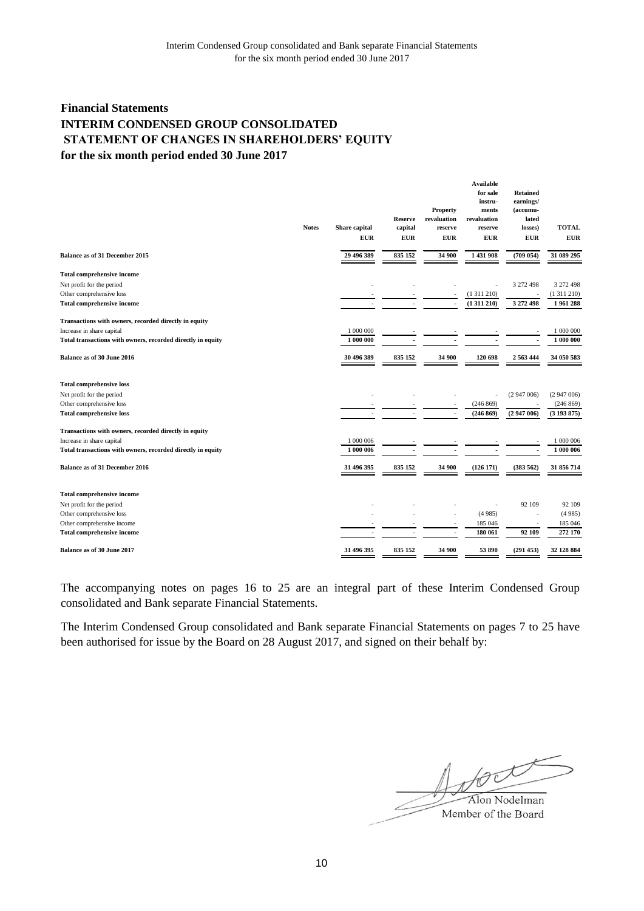# Financial Statements

## INTERIM CONDENSED GROUP CONSOLIDATED STATEMENT OF CHANGES IN SHAREHOLDERS' EQUITY

### for the six month period ended 30 June 2017

| | Notes | Share capital | Reserve capital | Property revaluation reserve | Available for sale instru-ments revaluation reserve | Retained earnings/ (accumu-lated losses) | TOTAL |
|---|---|---|---|---|---|---|---|
| | | EUR | EUR | EUR | EUR | EUR | EUR |
| **Balance as of 31 December 2015** | | **29 496 389** | **835 152** | **34 900** | **1 431 908** | **(709 054)** | **31 089 295** |
| **Total comprehensive income** | | | | | | | |
| Net profit for the period | | - | - | - | - | 3 272 498 | 3 272 498 |
| Other comprehensive loss | | - | - | - | (1 311 210) | - | (1 311 210) |
| **Total comprehensive income** | | **-** | **-** | **-** | **(1 311 210)** | **3 272 498** | **1 961 288** |
| **Transactions with owners, recorded directly in equity** | | | | | | | |
| Increase in share capital | | 1 000 000 | - | - | - | - | 1 000 000 |
| **Total transactions with owners, recorded directly in equity** | | **1 000 000** | **-** | **-** | **-** | **-** | **1 000 000** |
| **Balance as of 30 June 2016** | | **30 496 389** | **835 152** | **34 900** | **120 698** | **2 563 444** | **34 050 583** |
| **Total comprehensive loss** | | | | | | | |
| Net profit for the period | | - | - | - | - | (2 947 006) | (2 947 006) |
| Other comprehensive loss | | - | - | - | (246 869) | - | (246 869) |
| **Total comprehensive loss** | | **-** | **-** | **-** | **(246 869)** | **(2 947 006)** | **(3 193 875)** |
| **Transactions with owners, recorded directly in equity** | | | | | | | |
| Increase in share capital | | 1 000 006 | - | - | - | - | 1 000 006 |
| **Total transactions with owners, recorded directly in equity** | | **1 000 006** | **-** | **-** | **-** | **-** | **1 000 006** |
| **Balance as of 31 December 2016** | | **31 496 395** | **835 152** | **34 900** | **(126 171)** | **(383 562)** | **31 856 714** |
| **Total comprehensive income** | | | | | | | |
| Net profit for the period | | - | - | - | - | 92 109 | 92 109 |
| Other comprehensive loss | | - | - | - | (4 985) | - | (4 985) |
| Other comprehensive income | | - | - | - | 185 046 | - | 185 046 |
| **Total comprehensive income** | | **-** | **-** | **-** | **180 061** | **92 109** | **272 170** |
| **Balance as of 30 June 2017** | | **31 496 395** | **835 152** | **34 900** | **53 890** | **(291 453)** | **32 128 884** |

The accompanying notes on pages 16 to 25 are an integral part of these Interim Condensed Group consolidated and Bank separate Financial Statements.

The Interim Condensed Group consolidated and Bank separate Financial Statements on pages 7 to 25 have been authorised for issue by the Board on 28 August 2017, and signed on their behalf by:

Alon Nodelman
Member of the Board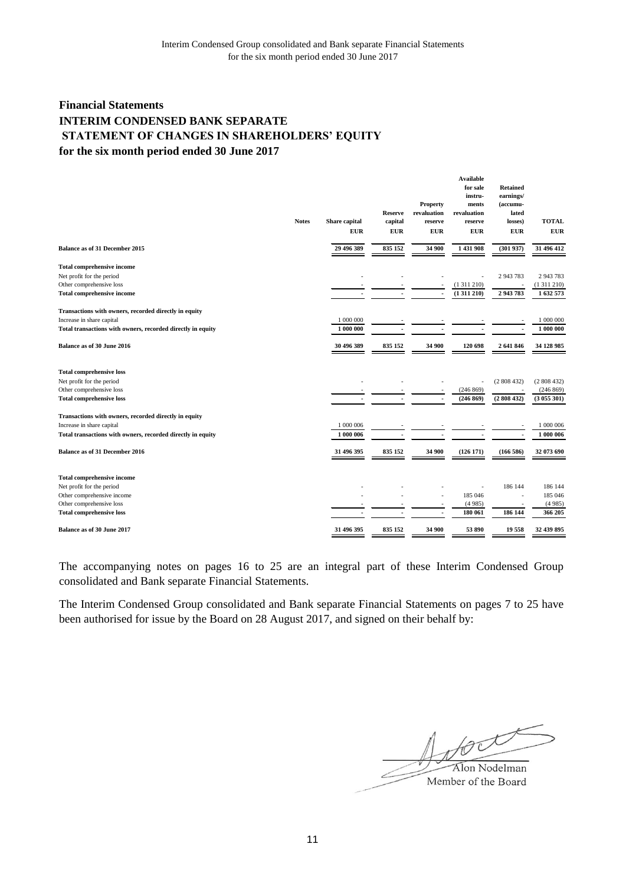## Financial Statements

## INTERIM CONDENSED BANK SEPARATE STATEMENT OF CHANGES IN SHAREHOLDERS' EQUITY

## for the six month period ended 30 June 2017

| | Notes | Share capital | Reserve capital | Property revaluation reserve | Available for sale instru-ments revaluation reserve | Retained earnings/ (accumu-lated losses) | TOTAL |
|---|---|---|---|---|---|---|---|
| | | EUR | EUR | EUR | EUR | EUR | EUR |
| **Balance as of 31 December 2015** | | **29 496 389** | **835 152** | **34 900** | **1 431 908** | **(301 937)** | **31 496 412** |
| **Total comprehensive income** | | | | | | | |
| Net profit for the period | | - | - | - | - | 2 943 783 | 2 943 783 |
| Other comprehensive loss | | - | - | - | (1 311 210) | - | (1 311 210) |
| **Total comprehensive income** | | **-** | **-** | **-** | **(1 311 210)** | **2 943 783** | **1 632 573** |
| **Transactions with owners, recorded directly in equity** | | | | | | | |
| Increase in share capital | | 1 000 000 | - | - | - | - | 1 000 000 |
| **Total transactions with owners, recorded directly in equity** | | **1 000 000** | **-** | **-** | **-** | **-** | **1 000 000** |
| **Balance as of 30 June 2016** | | **30 496 389** | **835 152** | **34 900** | **120 698** | **2 641 846** | **34 128 985** |
| **Total comprehensive loss** | | | | | | | |
| Net profit for the period | | - | - | - | - | (2 808 432) | (2 808 432) |
| Other comprehensive loss | | - | - | - | (246 869) | - | (246 869) |
| **Total comprehensive loss** | | **-** | **-** | **-** | **(246 869)** | **(2 808 432)** | **(3 055 301)** |
| **Transactions with owners, recorded directly in equity** | | | | | | | |
| Increase in share capital | | 1 000 006 | - | - | - | - | 1 000 006 |
| **Total transactions with owners, recorded directly in equity** | | **1 000 006** | **-** | **-** | **-** | **-** | **1 000 006** |
| **Balance as of 31 December 2016** | | **31 496 395** | **835 152** | **34 900** | **(126 171)** | **(166 586)** | **32 073 690** |
| **Total comprehensive income** | | | | | | | |
| Net profit for the period | | - | - | - | - | 186 144 | 186 144 |
| Other comprehensive income | | - | - | - | 185 046 | - | 185 046 |
| Other comprehensive loss | | - | - | - | (4 985) | - | (4 985) |
| **Total comprehensive loss** | | **-** | **-** | **-** | **180 061** | **186 144** | **366 205** |
| **Balance as of 30 June 2017** | | **31 496 395** | **835 152** | **34 900** | **53 890** | **19 558** | **32 439 895** |

The accompanying notes on pages 16 to 25 are an integral part of these Interim Condensed Group consolidated and Bank separate Financial Statements.

The Interim Condensed Group consolidated and Bank separate Financial Statements on pages 7 to 25 have been authorised for issue by the Board on 28 August 2017, and signed on their behalf by:

Alon Nodelman
Member of the Board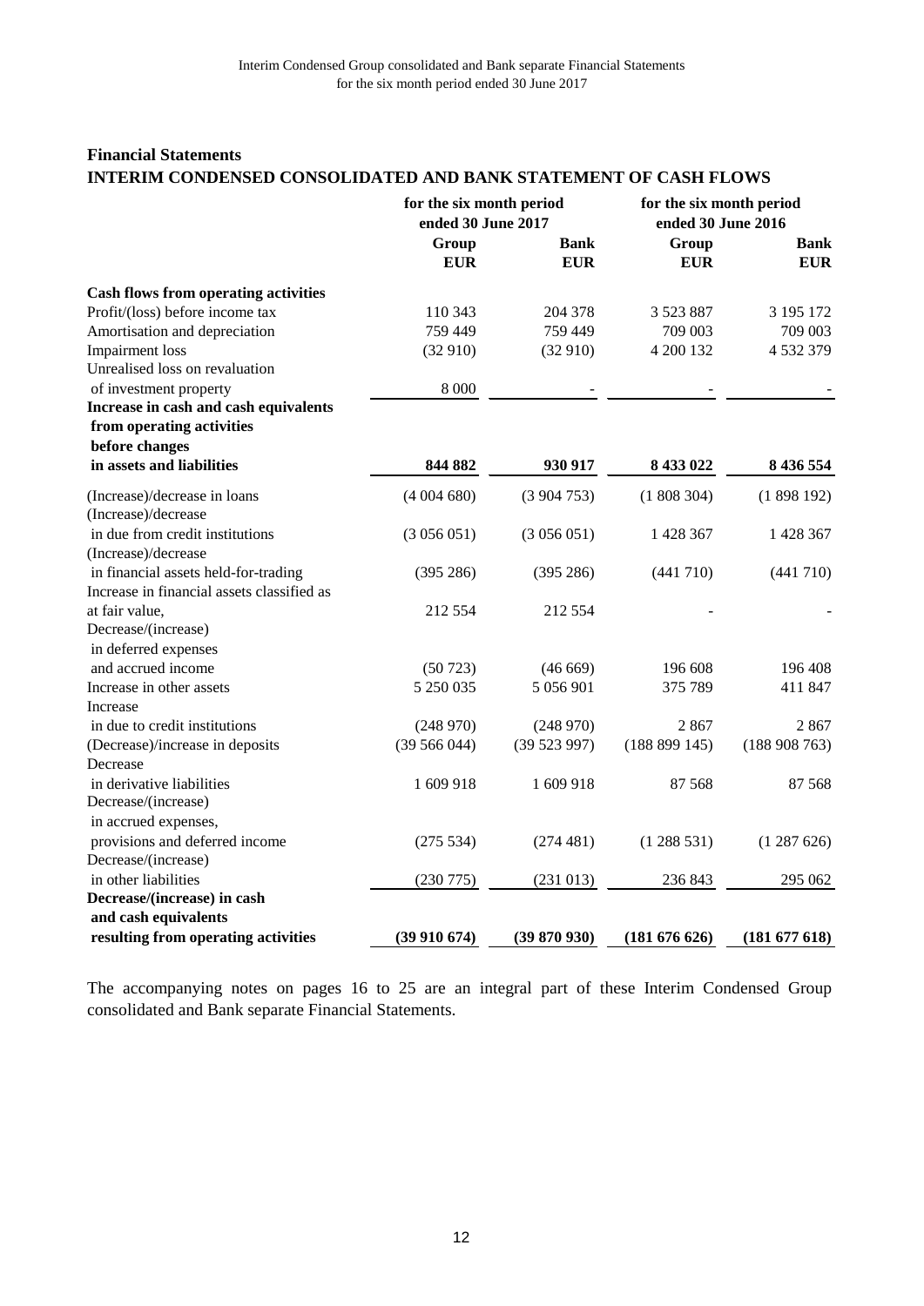## Financial Statements

## INTERIM CONDENSED CONSOLIDATED AND BANK STATEMENT OF CASH FLOWS

| | for the six month period ended 30 June 2017 | | for the six month period ended 30 June 2016 | |
|---|---|---|---|---|
| | Group | Bank | Group | Bank |
| | EUR | EUR | EUR | EUR |
| **Cash flows from operating activities** | | | | |
| Profit/(loss) before income tax | 110 343 | 204 378 | 3 523 887 | 3 195 172 |
| Amortisation and depreciation | 759 449 | 759 449 | 709 003 | 709 003 |
| Impairment loss | (32 910) | (32 910) | 4 200 132 | 4 532 379 |
| Unrealised loss on revaluation of investment property | 8 000 | - | - | - |
| **Increase in cash and cash equivalents from operating activities before changes in assets and liabilities** | **844 882** | **930 917** | **8 433 022** | **8 436 554** |
| (Increase)/decrease in loans | (4 004 680) | (3 904 753) | (1 808 304) | (1 898 192) |
| (Increase)/decrease in due from credit institutions | (3 056 051) | (3 056 051) | 1 428 367 | 1 428 367 |
| (Increase)/decrease in financial assets held-for-trading | (395 286) | (395 286) | (441 710) | (441 710) |
| Increase in financial assets classified as at fair value, | 212 554 | 212 554 | - | - |
| Decrease/(increase) in deferred expenses and accrued income | (50 723) | (46 669) | 196 608 | 196 408 |
| Increase in other assets | 5 250 035 | 5 056 901 | 375 789 | 411 847 |
| Increase in due to credit institutions | (248 970) | (248 970) | 2 867 | 2 867 |
| (Decrease)/increase in deposits | (39 566 044) | (39 523 997) | (188 899 145) | (188 908 763) |
| Decrease in derivative liabilities | 1 609 918 | 1 609 918 | 87 568 | 87 568 |
| Decrease/(increase) in accrued expenses, provisions and deferred income | (275 534) | (274 481) | (1 288 531) | (1 287 626) |
| Decrease/(increase) in other liabilities | (230 775) | (231 013) | 236 843 | 295 062 |
| **Decrease/(increase) in cash and cash equivalents resulting from operating activities** | **(39 910 674)** | **(39 870 930)** | **(181 676 626)** | **(181 677 618)** |

The accompanying notes on pages 16 to 25 are an integral part of these Interim Condensed Group consolidated and Bank separate Financial Statements.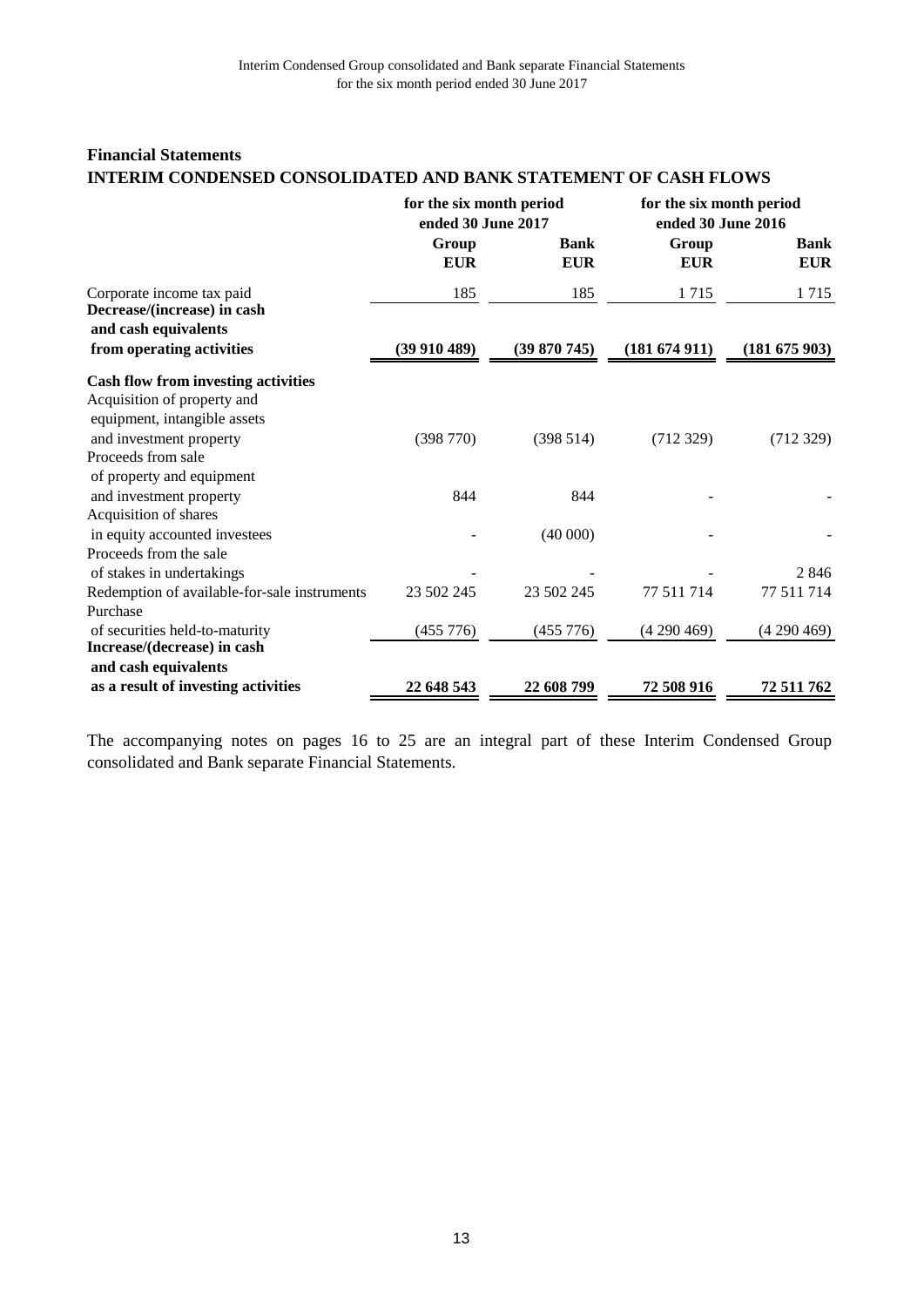## Financial Statements

## INTERIM CONDENSED CONSOLIDATED AND BANK STATEMENT OF CASH FLOWS

| | for the six month period ended 30 June 2017 | | for the six month period ended 30 June 2016 | |
|---|---|---|---|---|
| | Group EUR | Bank EUR | Group EUR | Bank EUR |
| Corporate income tax paid | 185 | 185 | 1 715 | 1 715 |
| **Decrease/(increase) in cash and cash equivalents from operating activities** | **(39 910 489)** | **(39 870 745)** | **(181 674 911)** | **(181 675 903)** |
| **Cash flow from investing activities** | | | | |
| Acquisition of property and equipment, intangible assets and investment property | (398 770) | (398 514) | (712 329) | (712 329) |
| Proceeds from sale of property and equipment and investment property | 844 | 844 | - | - |
| Acquisition of shares in equity accounted investees | - | (40 000) | - | - |
| Proceeds from the sale of stakes in undertakings | - | - | - | 2 846 |
| Redemption of available-for-sale instruments | 23 502 245 | 23 502 245 | 77 511 714 | 77 511 714 |
| Purchase of securities held-to-maturity | (455 776) | (455 776) | (4 290 469) | (4 290 469) |
| **Increase/(decrease) in cash and cash equivalents as a result of investing activities** | **22 648 543** | **22 608 799** | **72 508 916** | **72 511 762** |

The accompanying notes on pages 16 to 25 are an integral part of these Interim Condensed Group consolidated and Bank separate Financial Statements.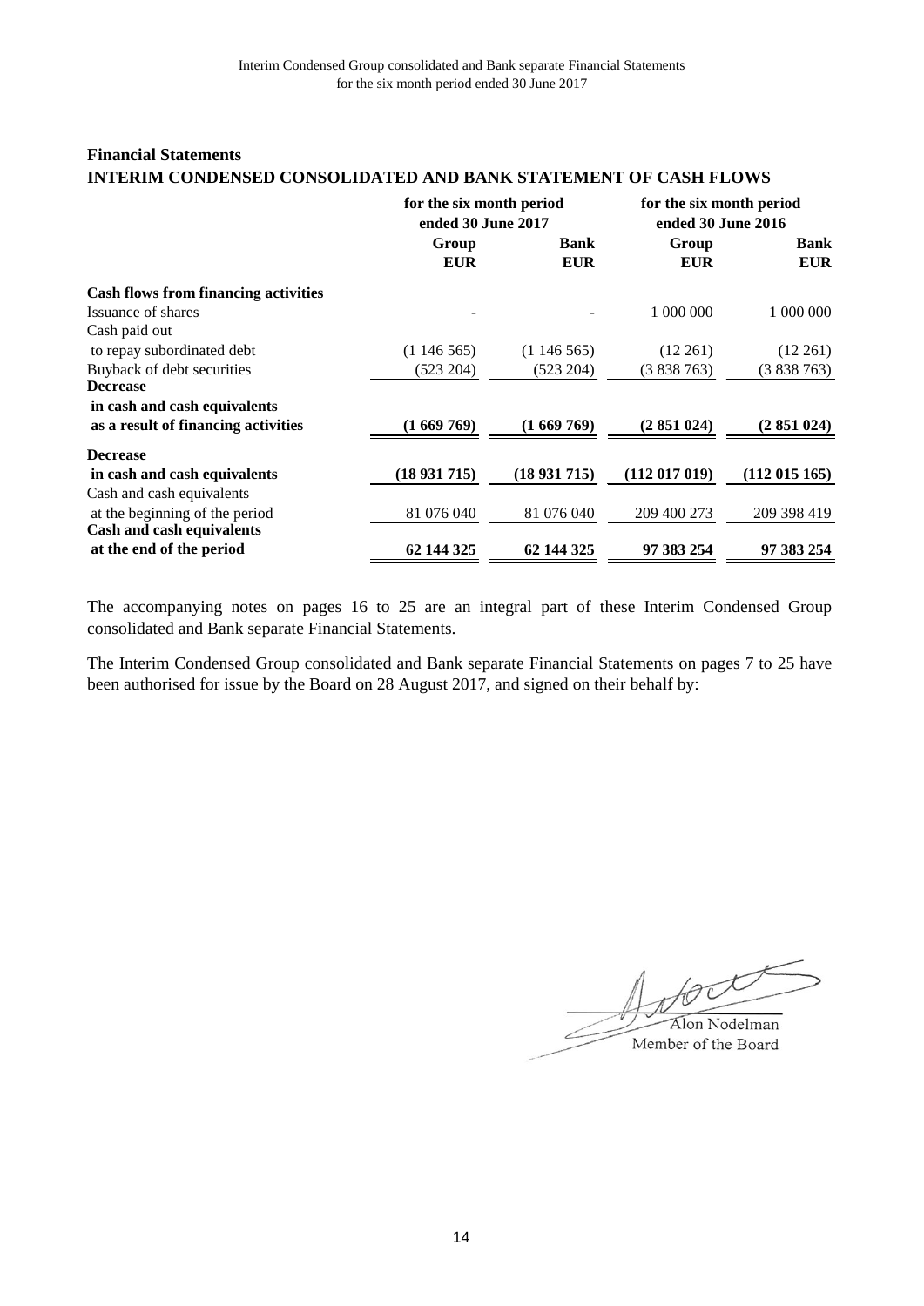## Financial Statements

## INTERIM CONDENSED CONSOLIDATED AND BANK STATEMENT OF CASH FLOWS

| | for the six month period ended 30 June 2017 | | for the six month period ended 30 June 2016 | |
|---|---|---|---|---|
| | Group EUR | Bank EUR | Group EUR | Bank EUR |
| **Cash flows from financing activities** | | | | |
| Issuance of shares | - | - | 1 000 000 | 1 000 000 |
| Cash paid out to repay subordinated debt | (1 146 565) | (1 146 565) | (12 261) | (12 261) |
| Buyback of debt securities | (523 204) | (523 204) | (3 838 763) | (3 838 763) |
| **Decrease in cash and cash equivalents as a result of financing activities** | **(1 669 769)** | **(1 669 769)** | **(2 851 024)** | **(2 851 024)** |
| **Decrease in cash and cash equivalents** | **(18 931 715)** | **(18 931 715)** | **(112 017 019)** | **(112 015 165)** |
| Cash and cash equivalents at the beginning of the period | 81 076 040 | 81 076 040 | 209 400 273 | 209 398 419 |
| **Cash and cash equivalents at the end of the period** | **62 144 325** | **62 144 325** | **97 383 254** | **97 383 254** |

The accompanying notes on pages 16 to 25 are an integral part of these Interim Condensed Group consolidated and Bank separate Financial Statements.

The Interim Condensed Group consolidated and Bank separate Financial Statements on pages 7 to 25 have been authorised for issue by the Board on 28 August 2017, and signed on their behalf by:

Alon Nodelman
Member of the Board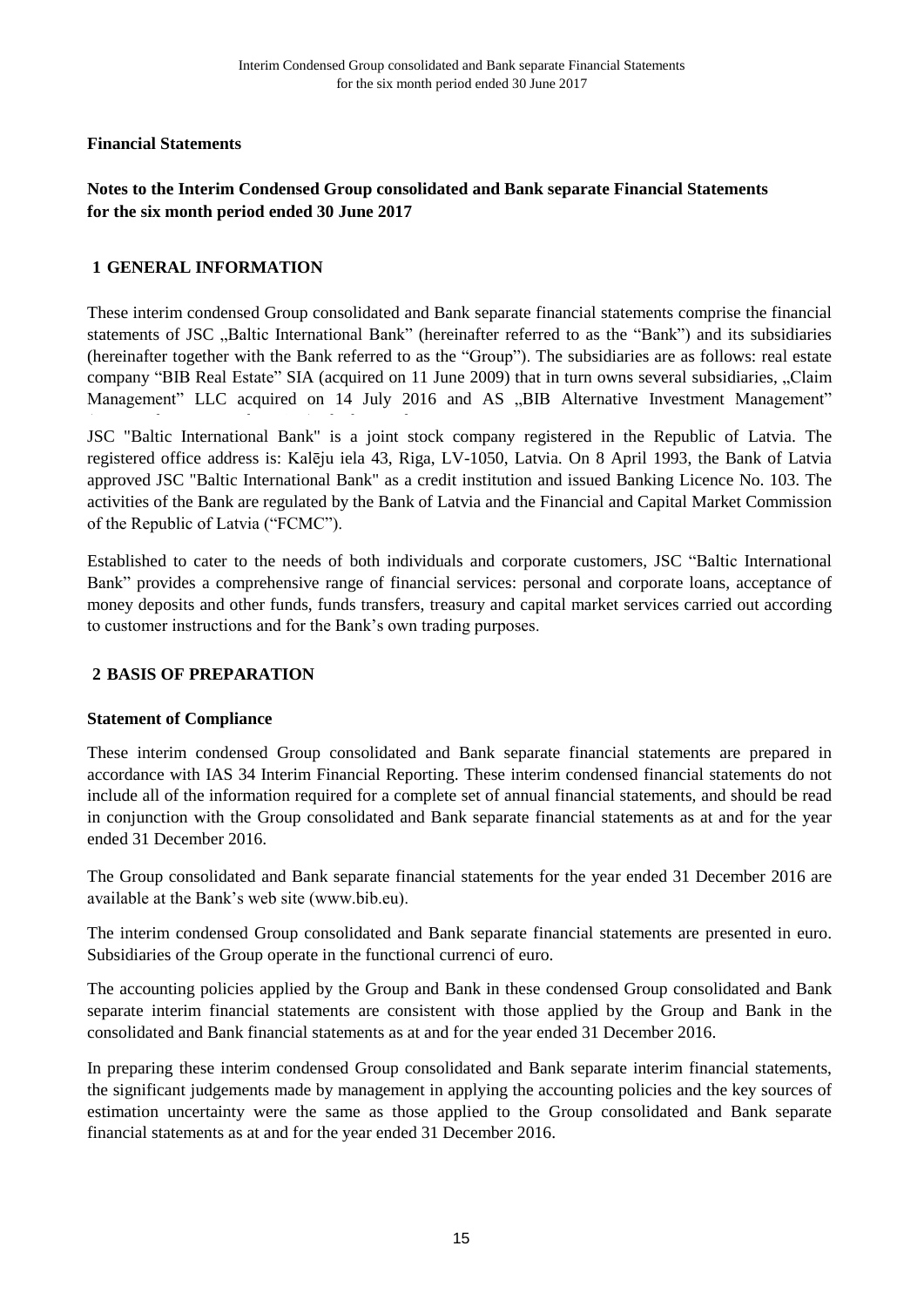## Financial Statements

## Notes to the Interim Condensed Group consolidated and Bank separate Financial Statements for the six month period ended 30 June 2017

### 1 GENERAL INFORMATION

These interim condensed Group consolidated and Bank separate financial statements comprise the financial statements of JSC „Baltic International Bank" (hereinafter referred to as the "Bank") and its subsidiaries (hereinafter together with the Bank referred to as the "Group"). The subsidiaries are as follows: real estate company "BIB Real Estate" SIA (acquired on 11 June 2009) that in turn owns several subsidiaries, „Claim Management" LLC acquired on 14 July 2016 and AS „BIB Alternative Investment Management"

JSC "Baltic International Bank" is a joint stock company registered in the Republic of Latvia. The registered office address is: Kalēju iela 43, Riga, LV-1050, Latvia. On 8 April 1993, the Bank of Latvia approved JSC "Baltic International Bank" as a credit institution and issued Banking Licence No. 103. The activities of the Bank are regulated by the Bank of Latvia and the Financial and Capital Market Commission of the Republic of Latvia ("FCMC").

Established to cater to the needs of both individuals and corporate customers, JSC "Baltic International Bank" provides a comprehensive range of financial services: personal and corporate loans, acceptance of money deposits and other funds, funds transfers, treasury and capital market services carried out according to customer instructions and for the Bank's own trading purposes.

### 2 BASIS OF PREPARATION

**Statement of Compliance**

These interim condensed Group consolidated and Bank separate financial statements are prepared in accordance with IAS 34 Interim Financial Reporting. These interim condensed financial statements do not include all of the information required for a complete set of annual financial statements, and should be read in conjunction with the Group consolidated and Bank separate financial statements as at and for the year ended 31 December 2016.

The Group consolidated and Bank separate financial statements for the year ended 31 December 2016 are available at the Bank's web site (www.bib.eu).

The interim condensed Group consolidated and Bank separate financial statements are presented in euro. Subsidiaries of the Group operate in the functional currenci of euro.

The accounting policies applied by the Group and Bank in these condensed Group consolidated and Bank separate interim financial statements are consistent with those applied by the Group and Bank in the consolidated and Bank financial statements as at and for the year ended 31 December 2016.

In preparing these interim condensed Group consolidated and Bank separate interim financial statements, the significant judgements made by management in applying the accounting policies and the key sources of estimation uncertainty were the same as those applied to the Group consolidated and Bank separate financial statements as at and for the year ended 31 December 2016.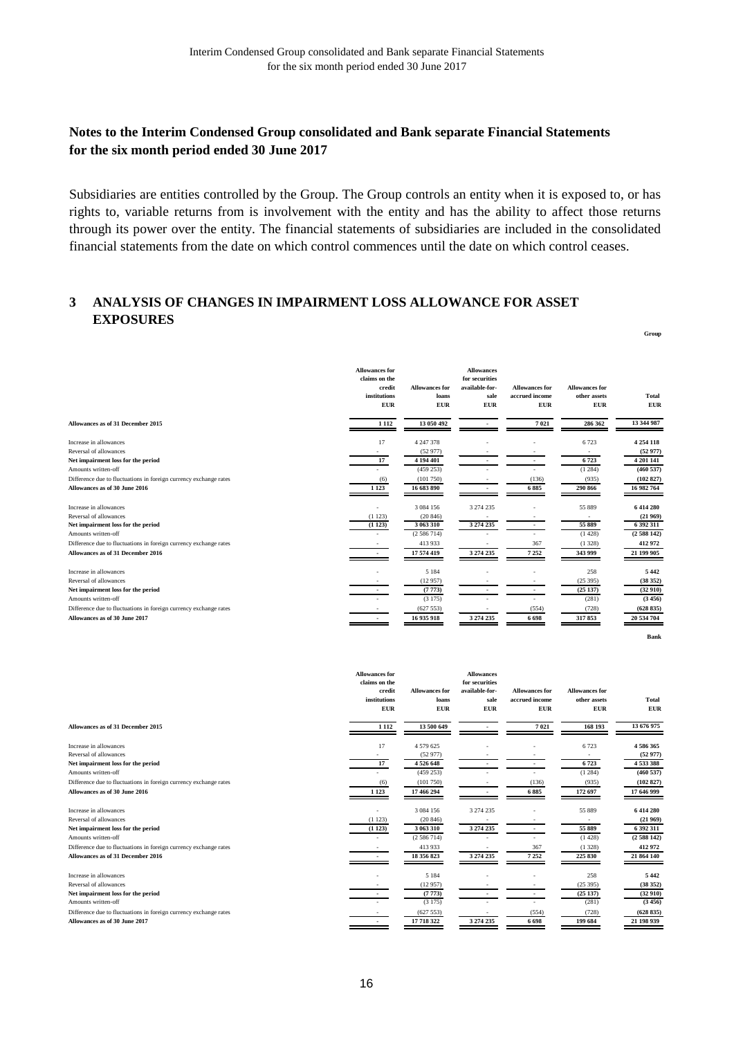## Notes to the Interim Condensed Group consolidated and Bank separate Financial Statements for the six month period ended 30 June 2017

Subsidiaries are entities controlled by the Group. The Group controls an entity when it is exposed to, or has rights to, variable returns from is involvement with the entity and has the ability to affect those returns through its power over the entity. The financial statements of subsidiaries are included in the consolidated financial statements from the date on which control commences until the date on which control ceases.

## 3 ANALYSIS OF CHANGES IN IMPAIRMENT LOSS ALLOWANCE FOR ASSET EXPOSURES

**Group**

| | Allowances for claims on the credit institutions EUR | Allowances for loans EUR | Allowances for securities available-for-sale EUR | Allowances for accrued income EUR | Allowances for other assets EUR | Total EUR |
|---|---|---|---|---|---|---|
| **Allowances as of 31 December 2015** | **1 112** | **13 050 492** | **-** | **7 021** | **286 362** | **13 344 987** |
| Increase in allowances | 17 | 4 247 378 | - | - | 6 723 | **4 254 118** |
| Reversal of allowances | - | (52 977) | - | - | - | **(52 977)** |
| **Net impairment loss for the period** | **17** | **4 194 401** | **-** | **-** | **6 723** | **4 201 141** |
| Amounts written-off | - | (459 253) | - | - | (1 284) | **(460 537)** |
| Difference due to fluctuations in foreign currency exchange rates | (6) | (101 750) | - | (136) | (935) | **(102 827)** |
| **Allowances as of 30 June 2016** | **1 123** | **16 683 890** | **-** | **6 885** | **290 866** | **16 982 764** |
| Increase in allowances | - | 3 084 156 | 3 274 235 | - | 55 889 | **6 414 280** |
| Reversal of allowances | (1 123) | (20 846) | - | - | - | **(21 969)** |
| **Net impairment loss for the period** | **(1 123)** | **3 063 310** | **3 274 235** | **-** | **55 889** | **6 392 311** |
| Amounts written-off | - | (2 586 714) | - | - | (1 428) | **(2 588 142)** |
| Difference due to fluctuations in foreign currency exchange rates | - | 413 933 | - | 367 | (1 328) | **412 972** |
| **Allowances as of 31 December 2016** | **-** | **17 574 419** | **3 274 235** | **7 252** | **343 999** | **21 199 905** |
| Increase in allowances | - | 5 184 | - | - | 258 | **5 442** |
| Reversal of allowances | - | (12 957) | - | - | (25 395) | **(38 352)** |
| **Net impairment loss for the period** | **-** | **(7 773)** | **-** | **-** | **(25 137)** | **(32 910)** |
| Amounts written-off | - | (3 175) | - | - | (281) | **(3 456)** |
| Difference due to fluctuations in foreign currency exchange rates | - | (627 553) | - | (554) | (728) | **(628 835)** |
| **Allowances as of 30 June 2017** | **-** | **16 935 918** | **3 274 235** | **6 698** | **317 853** | **20 534 704** |

**Bank**

| | Allowances for claims on the credit institutions EUR | Allowances for loans EUR | Allowances for securities available-for-sale EUR | Allowances for accrued income EUR | Allowances for other assets EUR | Total EUR |
|---|---|---|---|---|---|---|
| **Allowances as of 31 December 2015** | **1 112** | **13 500 649** | **-** | **7 021** | **168 193** | **13 676 975** |
| Increase in allowances | 17 | 4 579 625 | - | - | 6 723 | **4 586 365** |
| Reversal of allowances | - | (52 977) | - | - | - | **(52 977)** |
| **Net impairment loss for the period** | **17** | **4 526 648** | **-** | **-** | **6 723** | **4 533 388** |
| Amounts written-off | - | (459 253) | - | - | (1 284) | **(460 537)** |
| Difference due to fluctuations in foreign currency exchange rates | (6) | (101 750) | - | (136) | (935) | **(102 827)** |
| **Allowances as of 30 June 2016** | **1 123** | **17 466 294** | **-** | **6 885** | **172 697** | **17 646 999** |
| Increase in allowances | - | 3 084 156 | 3 274 235 | - | 55 889 | **6 414 280** |
| Reversal of allowances | (1 123) | (20 846) | - | - | - | **(21 969)** |
| **Net impairment loss for the period** | **(1 123)** | **3 063 310** | **3 274 235** | **-** | **55 889** | **6 392 311** |
| Amounts written-off | - | (2 586 714) | - | - | (1 428) | **(2 588 142)** |
| Difference due to fluctuations in foreign currency exchange rates | - | 413 933 | - | 367 | (1 328) | **412 972** |
| **Allowances as of 31 December 2016** | **-** | **18 356 823** | **3 274 235** | **7 252** | **225 830** | **21 864 140** |
| Increase in allowances | - | 5 184 | - | - | 258 | **5 442** |
| Reversal of allowances | - | (12 957) | - | - | (25 395) | **(38 352)** |
| **Net impairment loss for the period** | **-** | **(7 773)** | **-** | **-** | **(25 137)** | **(32 910)** |
| Amounts written-off | - | (3 175) | - | - | (281) | **(3 456)** |
| Difference due to fluctuations in foreign currency exchange rates | - | (627 553) | - | (554) | (728) | **(628 835)** |
| **Allowances as of 30 June 2017** | **-** | **17 718 322** | **3 274 235** | **6 698** | **199 684** | **21 198 939** |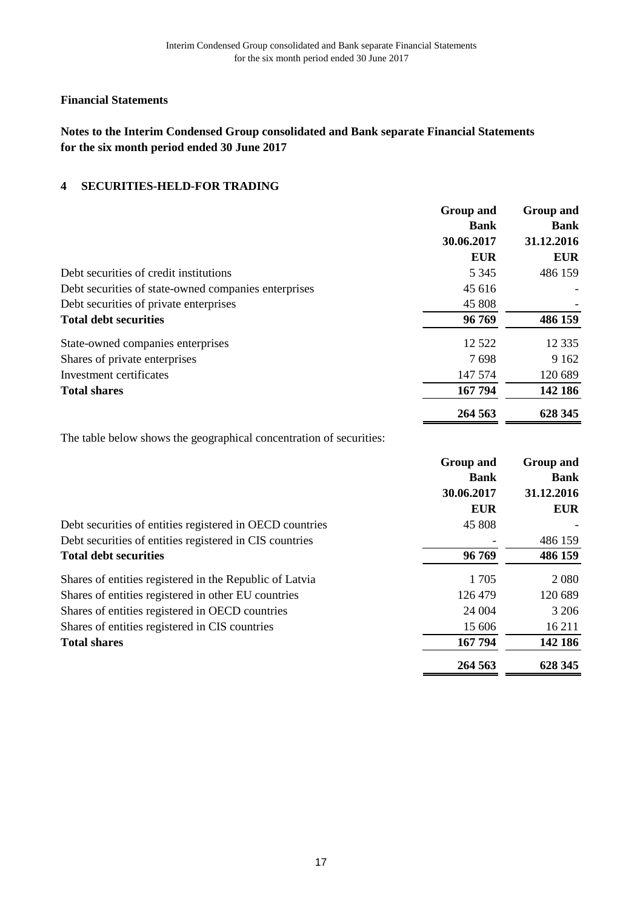## Financial Statements

## Notes to the Interim Condensed Group consolidated and Bank separate Financial Statements for the six month period ended 30 June 2017

### 4 SECURITIES-HELD-FOR TRADING

| | Group and Bank 30.06.2017 EUR | Group and Bank 31.12.2016 EUR |
|---|---|---|
| Debt securities of credit institutions | 5 345 | 486 159 |
| Debt securities of state-owned companies enterprises | 45 616 | - |
| Debt securities of private enterprises | 45 808 | - |
| **Total debt securities** | **96 769** | **486 159** |
| State-owned companies enterprises | 12 522 | 12 335 |
| Shares of private enterprises | 7 698 | 9 162 |
| Investment certificates | 147 574 | 120 689 |
| **Total shares** | **167 794** | **142 186** |
| | **264 563** | **628 345** |

The table below shows the geographical concentration of securities:

| | Group and Bank 30.06.2017 EUR | Group and Bank 31.12.2016 EUR |
|---|---|---|
| Debt securities of entities registered in OECD countries | 45 808 | - |
| Debt securities of entities registered in CIS countries | - | 486 159 |
| **Total debt securities** | **96 769** | **486 159** |
| Shares of entities registered in the Republic of Latvia | 1 705 | 2 080 |
| Shares of entities registered in other EU countries | 126 479 | 120 689 |
| Shares of entities registered in OECD countries | 24 004 | 3 206 |
| Shares of entities registered in CIS countries | 15 606 | 16 211 |
| **Total shares** | **167 794** | **142 186** |
| | **264 563** | **628 345** |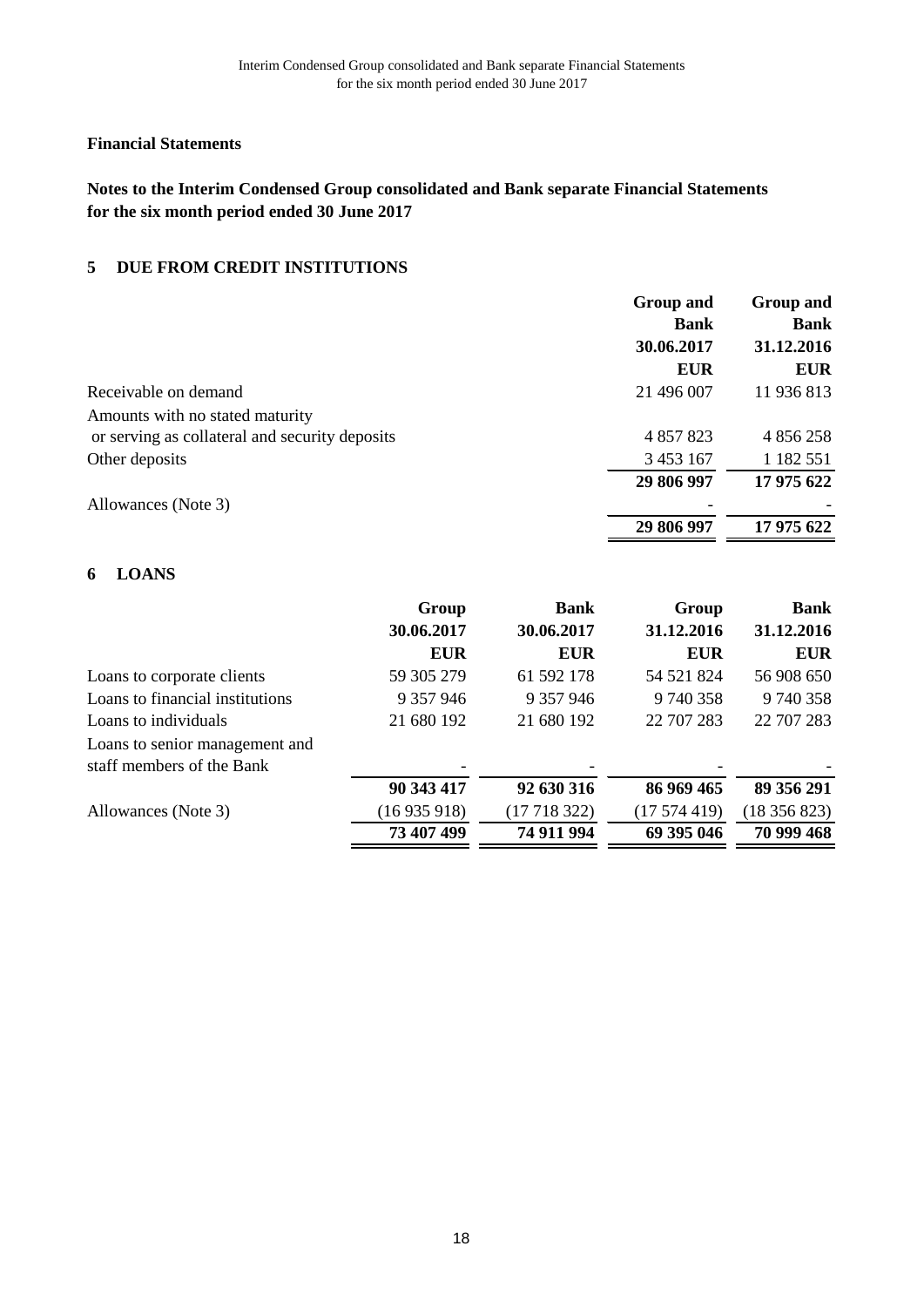## Financial Statements

**Notes to the Interim Condensed Group consolidated and Bank separate Financial Statements for the six month period ended 30 June 2017**

### 5 DUE FROM CREDIT INSTITUTIONS

| | Group and Bank 30.06.2017 EUR | Group and Bank 31.12.2016 EUR |
|---|---|---|
| Receivable on demand | 21 496 007 | 11 936 813 |
| Amounts with no stated maturity or serving as collateral and security deposits | 4 857 823 | 4 856 258 |
| Other deposits | 3 453 167 | 1 182 551 |
| | **29 806 997** | **17 975 622** |
| Allowances (Note 3) | - | - |
| | **29 806 997** | **17 975 622** |

### 6 LOANS

| | Group 30.06.2017 EUR | Bank 30.06.2017 EUR | Group 31.12.2016 EUR | Bank 31.12.2016 EUR |
|---|---|---|---|---|
| Loans to corporate clients | 59 305 279 | 61 592 178 | 54 521 824 | 56 908 650 |
| Loans to financial institutions | 9 357 946 | 9 357 946 | 9 740 358 | 9 740 358 |
| Loans to individuals | 21 680 192 | 21 680 192 | 22 707 283 | 22 707 283 |
| Loans to senior management and staff members of the Bank | - | - | - | - |
| | **90 343 417** | **92 630 316** | **86 969 465** | **89 356 291** |
| Allowances (Note 3) | (16 935 918) | (17 718 322) | (17 574 419) | (18 356 823) |
| | **73 407 499** | **74 911 994** | **69 395 046** | **70 999 468** |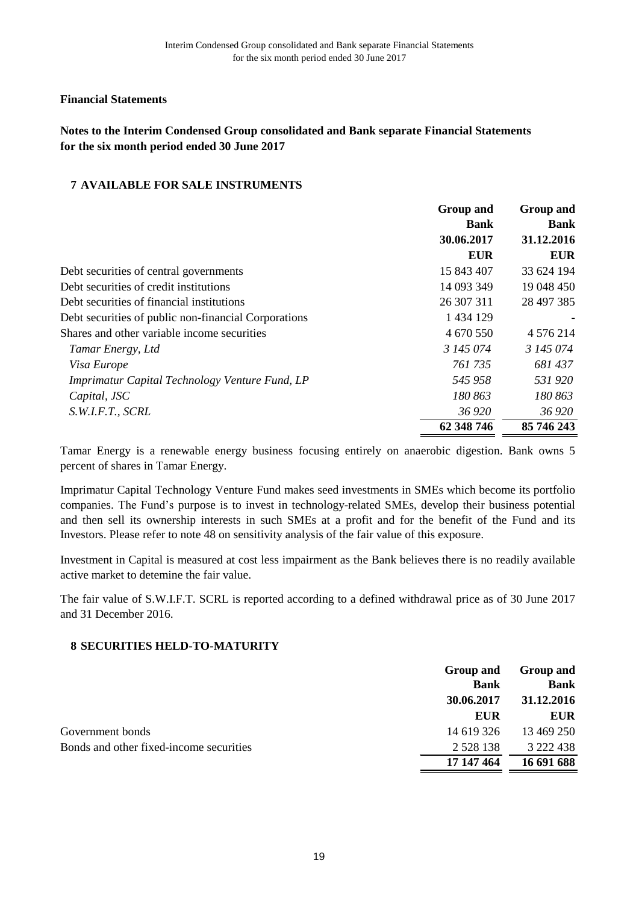**Financial Statements**

**Notes to the Interim Condensed Group consolidated and Bank separate Financial Statements for the six month period ended 30 June 2017**

## 7 AVAILABLE FOR SALE INSTRUMENTS

| | Group and Bank 30.06.2017 EUR | Group and Bank 31.12.2016 EUR |
|---|---|---|
| Debt securities of central governments | 15 843 407 | 33 624 194 |
| Debt securities of credit institutions | 14 093 349 | 19 048 450 |
| Debt securities of financial institutions | 26 307 311 | 28 497 385 |
| Debt securities of public non-financial Corporations | 1 434 129 | - |
| Shares and other variable income securities | 4 670 550 | 4 576 214 |
| *Tamar Energy, Ltd* | *3 145 074* | *3 145 074* |
| *Visa Europe* | *761 735* | *681 437* |
| *Imprimatur Capital Technology Venture Fund, LP* | *545 958* | *531 920* |
| *Capital, JSC* | *180 863* | *180 863* |
| *S.W.I.F.T., SCRL* | *36 920* | *36 920* |
| | **62 348 746** | **85 746 243** |

Tamar Energy is a renewable energy business focusing entirely on anaerobic digestion. Bank owns 5 percent of shares in Tamar Energy.

Imprimatur Capital Technology Venture Fund makes seed investments in SMEs which become its portfolio companies. The Fund's purpose is to invest in technology-related SMEs, develop their business potential and then sell its ownership interests in such SMEs at a profit and for the benefit of the Fund and its Investors. Please refer to note 48 on sensitivity analysis of the fair value of this exposure.

Investment in Capital is measured at cost less impairment as the Bank believes there is no readily available active market to detemine the fair value.

The fair value of S.W.I.F.T. SCRL is reported according to a defined withdrawal price as of 30 June 2017 and 31 December 2016.

## 8 SECURITIES HELD-TO-MATURITY

| | Group and Bank 30.06.2017 EUR | Group and Bank 31.12.2016 EUR |
|---|---|---|
| Government bonds | 14 619 326 | 13 469 250 |
| Bonds and other fixed-income securities | 2 528 138 | 3 222 438 |
| | **17 147 464** | **16 691 688** |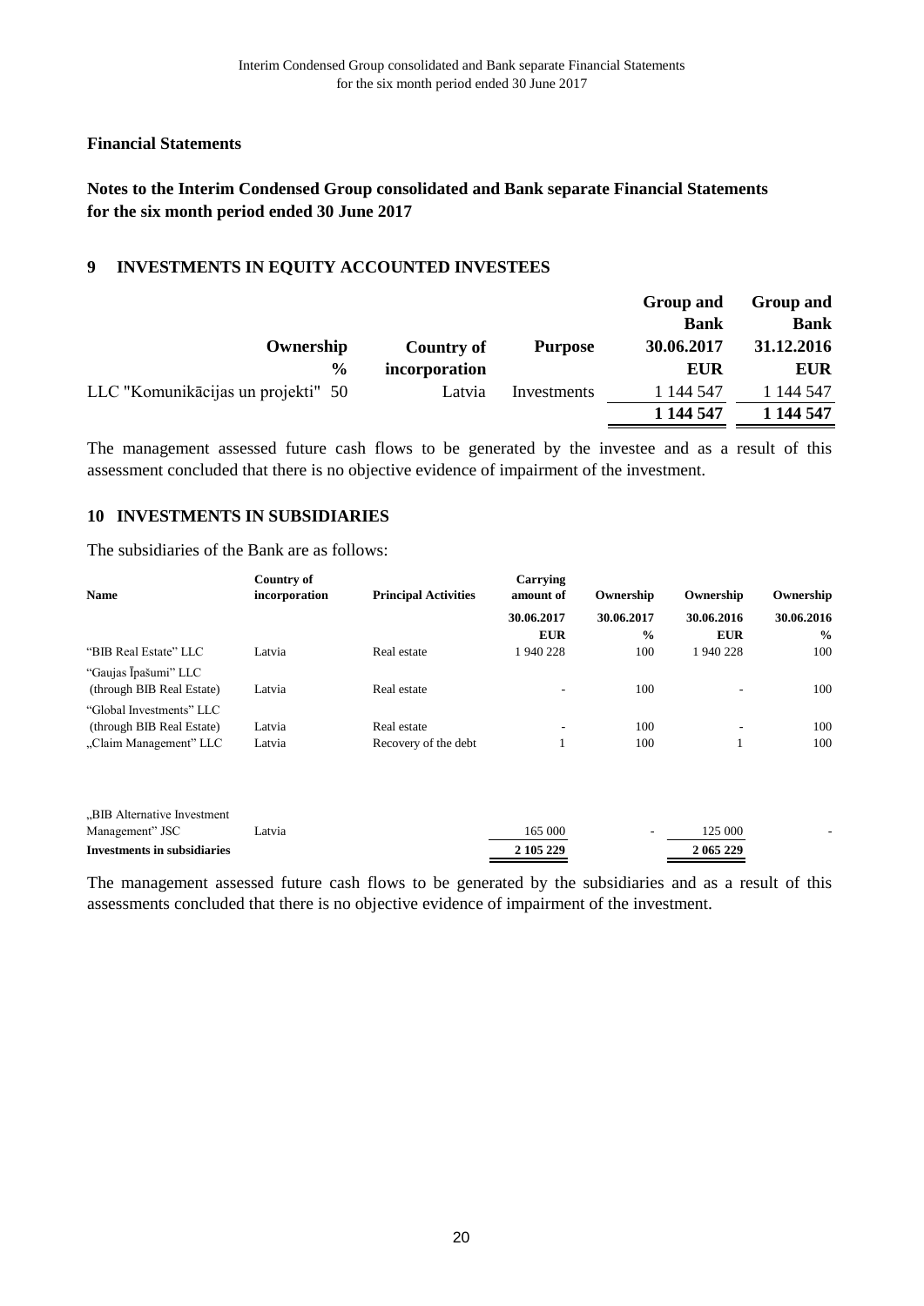## Financial Statements

## Notes to the Interim Condensed Group consolidated and Bank separate Financial Statements for the six month period ended 30 June 2017

### 9 INVESTMENTS IN EQUITY ACCOUNTED INVESTEES

| | Ownership % | Country of incorporation | Purpose | Group and Bank 30.06.2017 EUR | Group and Bank 31.12.2016 EUR |
|---|---|---|---|---|---|
| LLC "Komunikācijas un projekti" | 50 | Latvia | Investments | 1 144 547 | 1 144 547 |
| | | | | **1 144 547** | **1 144 547** |

The management assessed future cash flows to be generated by the investee and as a result of this assessment concluded that there is no objective evidence of impairment of the investment.

### 10 INVESTMENTS IN SUBSIDIARIES

The subsidiaries of the Bank are as follows:

| Name | Country of incorporation | Principal Activities | Carrying amount of 30.06.2017 EUR | Ownership 30.06.2017 % | Ownership 30.06.2016 EUR | Ownership 30.06.2016 % |
|---|---|---|---|---|---|---|
| "BIB Real Estate" LLC | Latvia | Real estate | 1 940 228 | 100 | 1 940 228 | 100 |
| "Gaujas Īpašumi" LLC (through BIB Real Estate) | Latvia | Real estate | - | 100 | - | 100 |
| "Global Investments" LLC (through BIB Real Estate) | Latvia | Real estate | - | 100 | - | 100 |
| „Claim Management" LLC | Latvia | Recovery of the debt | 1 | 100 | 1 | 100 |
| „BIB Alternative Investment Management" JSC | Latvia | | 165 000 | - | 125 000 | - |
| **Investments in subsidiaries** | | | **2 105 229** | | **2 065 229** | |

The management assessed future cash flows to be generated by the subsidiaries and as a result of this assessments concluded that there is no objective evidence of impairment of the investment.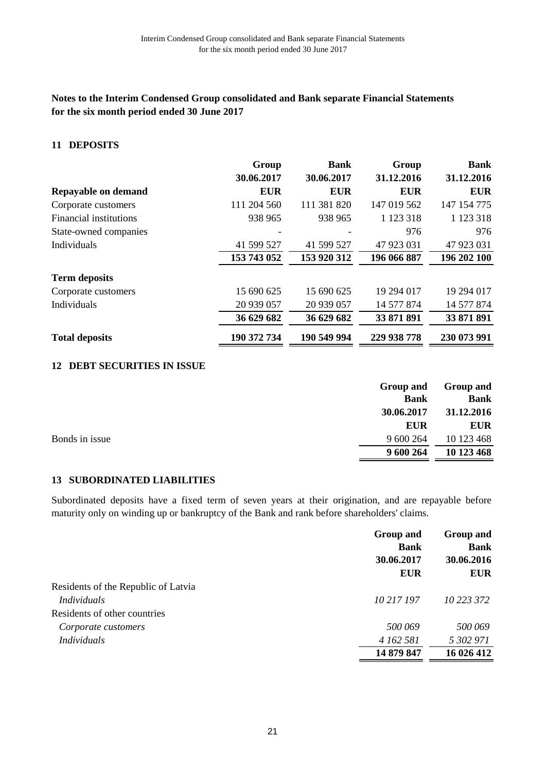## Notes to the Interim Condensed Group consolidated and Bank separate Financial Statements for the six month period ended 30 June 2017

### 11 DEPOSITS

| | Group 30.06.2017 | Bank 30.06.2017 | Group 31.12.2016 | Bank 31.12.2016 |
|---|---|---|---|---|
| **Repayable on demand** | **EUR** | **EUR** | **EUR** | **EUR** |
| Corporate customers | 111 204 560 | 111 381 820 | 147 019 562 | 147 154 775 |
| Financial institutions | 938 965 | 938 965 | 1 123 318 | 1 123 318 |
| State-owned companies | - | - | 976 | 976 |
| Individuals | 41 599 527 | 41 599 527 | 47 923 031 | 47 923 031 |
| | **153 743 052** | **153 920 312** | **196 066 887** | **196 202 100** |
| **Term deposits** | | | | |
| Corporate customers | 15 690 625 | 15 690 625 | 19 294 017 | 19 294 017 |
| Individuals | 20 939 057 | 20 939 057 | 14 577 874 | 14 577 874 |
| | **36 629 682** | **36 629 682** | **33 871 891** | **33 871 891** |
| **Total deposits** | **190 372 734** | **190 549 994** | **229 938 778** | **230 073 991** |

### 12 DEBT SECURITIES IN ISSUE

| | Group and Bank 30.06.2017 EUR | Group and Bank 31.12.2016 EUR |
|---|---|---|
| Bonds in issue | 9 600 264 | 10 123 468 |
| | **9 600 264** | **10 123 468** |

### 13 SUBORDINATED LIABILITIES

Subordinated deposits have a fixed term of seven years at their origination, and are repayable before maturity only on winding up or bankruptcy of the Bank and rank before shareholders' claims.

| | Group and Bank 30.06.2017 EUR | Group and Bank 30.06.2016 EUR |
|---|---|---|
| Residents of the Republic of Latvia | | |
| *Individuals* | *10 217 197* | *10 223 372* |
| Residents of other countries | | |
| *Corporate customers* | *500 069* | *500 069* |
| *Individuals* | *4 162 581* | *5 302 971* |
| | **14 879 847** | **16 026 412** |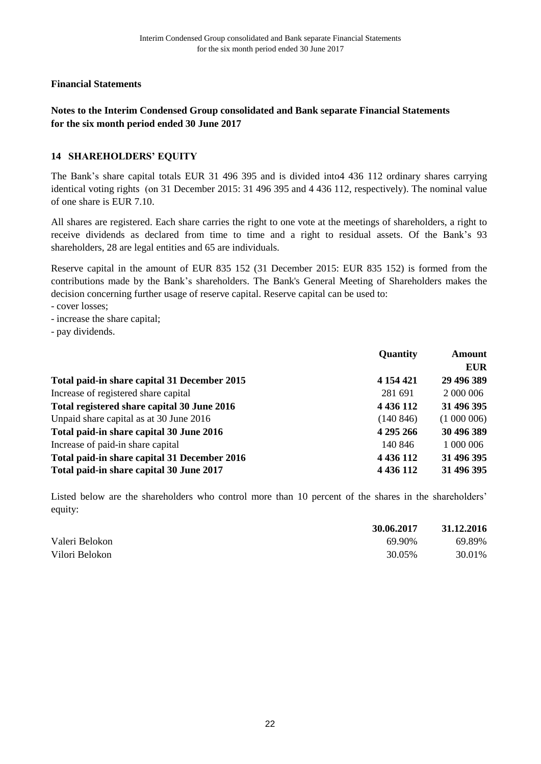**Financial Statements**

**Notes to the Interim Condensed Group consolidated and Bank separate Financial Statements for the six month period ended 30 June 2017**

## 14 SHAREHOLDERS' EQUITY

The Bank's share capital totals EUR 31 496 395 and is divided into4 436 112 ordinary shares carrying identical voting rights (on 31 December 2015: 31 496 395 and 4 436 112, respectively). The nominal value of one share is EUR 7.10.

All shares are registered. Each share carries the right to one vote at the meetings of shareholders, a right to receive dividends as declared from time to time and a right to residual assets. Of the Bank's 93 shareholders, 28 are legal entities and 65 are individuals.

Reserve capital in the amount of EUR 835 152 (31 December 2015: EUR 835 152) is formed from the contributions made by the Bank's shareholders. The Bank's General Meeting of Shareholders makes the decision concerning further usage of reserve capital. Reserve capital can be used to:

- cover losses;
- increase the share capital;
- pay dividends.

| | **Quantity** | **Amount EUR** |
|---|---|---|
| **Total paid-in share capital 31 December 2015** | **4 154 421** | **29 496 389** |
| Increase of registered share capital | 281 691 | 2 000 006 |
| **Total registered share capital 30 June 2016** | **4 436 112** | **31 496 395** |
| Unpaid share capital as at 30 June 2016 | (140 846) | (1 000 006) |
| **Total paid-in share capital 30 June 2016** | **4 295 266** | **30 496 389** |
| Increase of paid-in share capital | 140 846 | 1 000 006 |
| **Total paid-in share capital 31 December 2016** | **4 436 112** | **31 496 395** |
| **Total paid-in share capital 30 June 2017** | **4 436 112** | **31 496 395** |

Listed below are the shareholders who control more than 10 percent of the shares in the shareholders' equity:

| | **30.06.2017** | **31.12.2016** |
|---|---|---|
| Valeri Belokon | 69.90% | 69.89% |
| Vilori Belokon | 30.05% | 30.01% |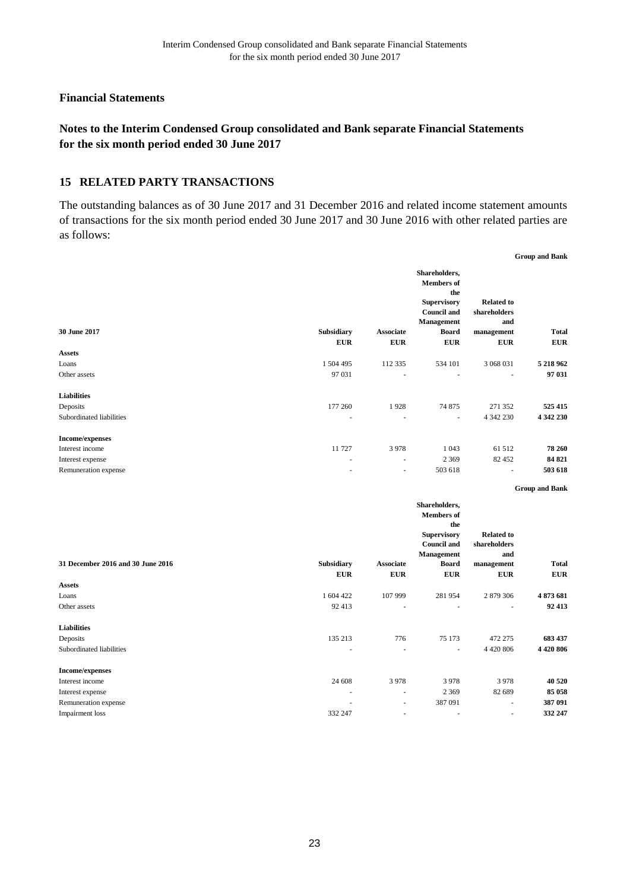## Financial Statements

## Notes to the Interim Condensed Group consolidated and Bank separate Financial Statements for the six month period ended 30 June 2017

### 15 RELATED PARTY TRANSACTIONS

The outstanding balances as of 30 June 2017 and 31 December 2016 and related income statement amounts of transactions for the six month period ended 30 June 2017 and 30 June 2016 with other related parties are as follows:

**Group and Bank**

| **30 June 2017** | **Subsidiary** | **Associate** | **Shareholders, Members of the Supervisory Council and Management Board** | **Related to shareholders and management** | **Total** |
|---|---|---|---|---|---|
| | **EUR** | **EUR** | **EUR** | **EUR** | **EUR** |
| **Assets** | | | | | |
| Loans | 1 504 495 | 112 335 | 534 101 | 3 068 031 | **5 218 962** |
| Other assets | 97 031 | - | - | - | **97 031** |
| **Liabilities** | | | | | |
| Deposits | 177 260 | 1 928 | 74 875 | 271 352 | **525 415** |
| Subordinated liabilities | - | - | - | 4 342 230 | **4 342 230** |
| **Income/expenses** | | | | | |
| Interest income | 11 727 | 3 978 | 1 043 | 61 512 | **78 260** |
| Interest expense | - | - | 2 369 | 82 452 | **84 821** |
| Remuneration expense | - | - | 503 618 | - | **503 618** |

**Group and Bank**

| **31 December 2016 and 30 June 2016** | **Subsidiary** | **Associate** | **Shareholders, Members of the Supervisory Council and Management Board** | **Related to shareholders and management** | **Total** |
|---|---|---|---|---|---|
| | **EUR** | **EUR** | **EUR** | **EUR** | **EUR** |
| **Assets** | | | | | |
| Loans | 1 604 422 | 107 999 | 281 954 | 2 879 306 | **4 873 681** |
| Other assets | 92 413 | - | - | - | **92 413** |
| **Liabilities** | | | | | |
| Deposits | 135 213 | 776 | 75 173 | 472 275 | **683 437** |
| Subordinated liabilities | - | - | - | 4 420 806 | **4 420 806** |
| **Income/expenses** | | | | | |
| Interest income | 24 608 | 3 978 | 3 978 | 3 978 | **40 520** |
| Interest expense | - | - | 2 369 | 82 689 | **85 058** |
| Remuneration expense | - | - | 387 091 | - | **387 091** |
| Impairment loss | 332 247 | - | - | - | **332 247** |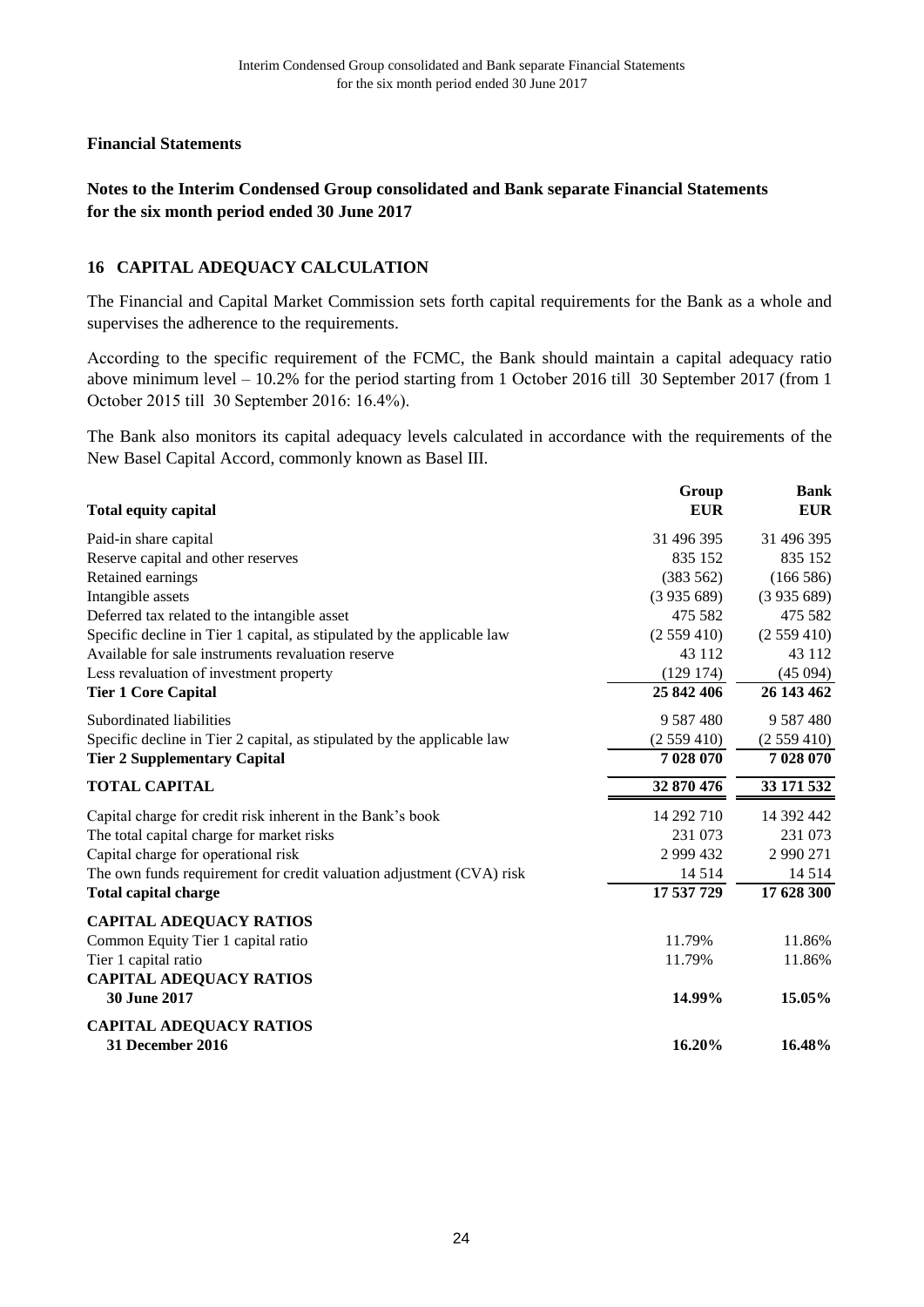## Financial Statements

## Notes to the Interim Condensed Group consolidated and Bank separate Financial Statements for the six month period ended 30 June 2017

### 16 CAPITAL ADEQUACY CALCULATION

The Financial and Capital Market Commission sets forth capital requirements for the Bank as a whole and supervises the adherence to the requirements.

According to the specific requirement of the FCMC, the Bank should maintain a capital adequacy ratio above minimum level – 10.2% for the period starting from 1 October 2016 till 30 September 2017 (from 1 October 2015 till 30 September 2016: 16.4%).

The Bank also monitors its capital adequacy levels calculated in accordance with the requirements of the New Basel Capital Accord, commonly known as Basel III.

| **Total equity capital** | **Group EUR** | **Bank EUR** |
|---|---|---|
| Paid-in share capital | 31 496 395 | 31 496 395 |
| Reserve capital and other reserves | 835 152 | 835 152 |
| Retained earnings | (383 562) | (166 586) |
| Intangible assets | (3 935 689) | (3 935 689) |
| Deferred tax related to the intangible asset | 475 582 | 475 582 |
| Specific decline in Tier 1 capital, as stipulated by the applicable law | (2 559 410) | (2 559 410) |
| Available for sale instruments revaluation reserve | 43 112 | 43 112 |
| Less revaluation of investment property | (129 174) | (45 094) |
| **Tier 1 Core Capital** | **25 842 406** | **26 143 462** |
| Subordinated liabilities | 9 587 480 | 9 587 480 |
| Specific decline in Tier 2 capital, as stipulated by the applicable law | (2 559 410) | (2 559 410) |
| **Tier 2 Supplementary Capital** | **7 028 070** | **7 028 070** |
| **TOTAL CAPITAL** | **32 870 476** | **33 171 532** |
| Capital charge for credit risk inherent in the Bank's book | 14 292 710 | 14 392 442 |
| The total capital charge for market risks | 231 073 | 231 073 |
| Capital charge for operational risk | 2 999 432 | 2 990 271 |
| The own funds requirement for credit valuation adjustment (CVA) risk | 14 514 | 14 514 |
| **Total capital charge** | **17 537 729** | **17 628 300** |
| **CAPITAL ADEQUACY RATIOS** | | |
| Common Equity Tier 1 capital ratio | 11.79% | 11.86% |
| Tier 1 capital ratio | 11.79% | 11.86% |
| **CAPITAL ADEQUACY RATIOS 30 June 2017** | **14.99%** | **15.05%** |
| **CAPITAL ADEQUACY RATIOS 31 December 2016** | **16.20%** | **16.48%** |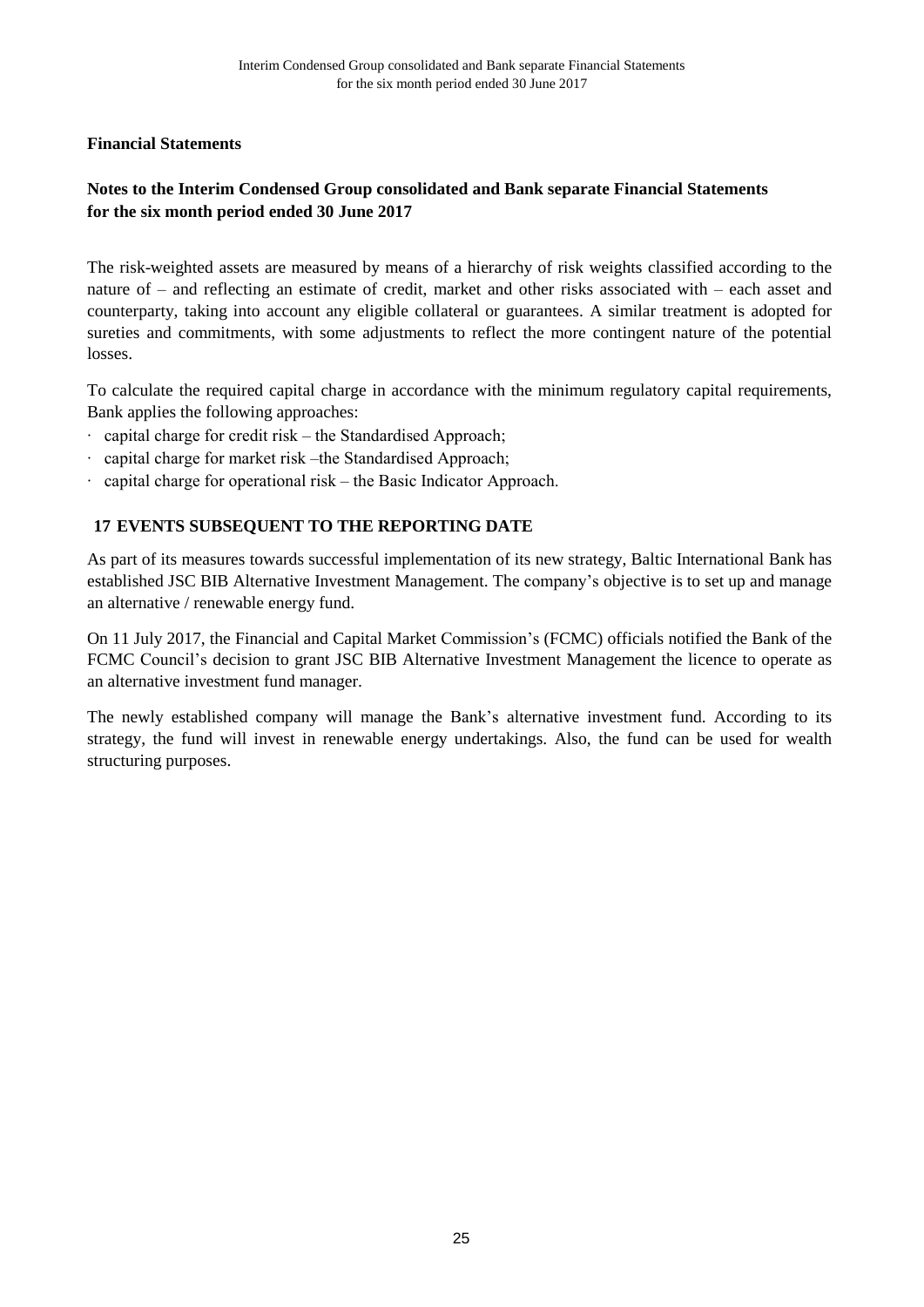**Financial Statements**

**Notes to the Interim Condensed Group consolidated and Bank separate Financial Statements for the six month period ended 30 June 2017**

The risk-weighted assets are measured by means of a hierarchy of risk weights classified according to the nature of – and reflecting an estimate of credit, market and other risks associated with – each asset and counterparty, taking into account any eligible collateral or guarantees. A similar treatment is adopted for sureties and commitments, with some adjustments to reflect the more contingent nature of the potential losses.

To calculate the required capital charge in accordance with the minimum regulatory capital requirements, Bank applies the following approaches:

- capital charge for credit risk – the Standardised Approach;
- capital charge for market risk –the Standardised Approach;
- capital charge for operational risk – the Basic Indicator Approach.

## 17 EVENTS SUBSEQUENT TO THE REPORTING DATE

As part of its measures towards successful implementation of its new strategy, Baltic International Bank has established JSC BIB Alternative Investment Management. The company's objective is to set up and manage an alternative / renewable energy fund.

On 11 July 2017, the Financial and Capital Market Commission's (FCMC) officials notified the Bank of the FCMC Council's decision to grant JSC BIB Alternative Investment Management the licence to operate as an alternative investment fund manager.

The newly established company will manage the Bank's alternative investment fund. According to its strategy, the fund will invest in renewable energy undertakings. Also, the fund can be used for wealth structuring purposes.